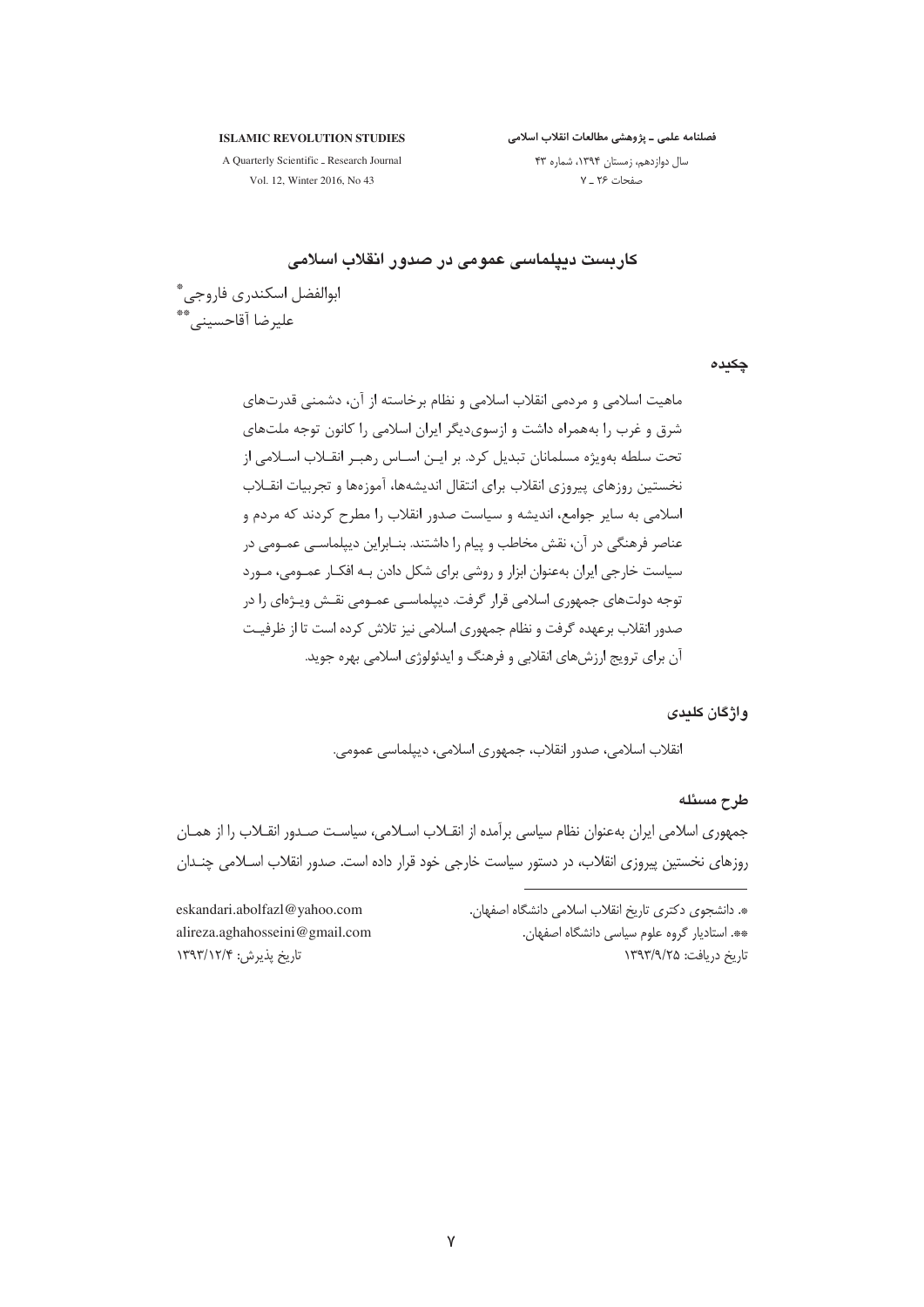# کاربست دیپلماسی عمومی در صدور انقلاب اسلامی

ابوالفضل اسکندری فاروجی[*]

علیرضا آقاحسینی[**]

## چکیده

ماهیت اسلامی و مردمی انقلاب اسلامی و نظام برخاسته از آن، دشمنی قدرت‌های شرق و غرب را به‌همراه داشت و ازسوی‌دیگر ایران اسلامی را کانون توجه ملت‌های تحت سلطه به‌ویژه مسلمانان تبدیل کرد. بر این اساس رهبر انقلاب اسلامی از نخستین روزهای پیروزی انقلاب برای انتقال اندیشه‌ها، آموزه‌ها و تجربیات انقلاب اسلامی به سایر جوامع، اندیشه و سیاست صدور انقلاب را مطرح کردند که مردم و عناصر فرهنگی در آن، نقش مخاطب و پیام را داشتند. بنابراین دیپلماسی عمومی در سیاست خارجی ایران به‌عنوان ابزار و روشی برای شکل دادن به افکار عمومی، مورد توجه دولت‌های جمهوری اسلامی قرار گرفت. دیپلماسی عمومی نقش ویژه‌ای را در صدور انقلاب برعهده گرفت و نظام جمهوری اسلامی نیز تلاش کرده است تا از ظرفیت آن برای ترویج ارزش‌های انقلابی و فرهنگ و ایدئولوژی اسلامی بهره جوید.

## واژگان کلیدی

انقلاب اسلامی، صدور انقلاب، جمهوری اسلامی، دیپلماسی عمومی.

## طرح مسئله

جمهوری اسلامی ایران به‌عنوان نظام سیاسی برآمده از انقلاب اسلامی، سیاست صدور انقلاب را از همان روزهای نخستین پیروزی انقلاب، در دستور سیاست خارجی خود قرار داده است. صدور انقلاب اسلامی چندان

---

[*]. دانشجوی دکتری تاریخ انقلاب اسلامی دانشگاه اصفهان. eskandari.abolfazl@yahoo.com

[**]. استادیار گروه علوم سیاسی دانشگاه اصفهان. alireza.aghahosseini@gmail.com

تاریخ دریافت: ۱۳۹۳/۹/۲۵ — تاریخ پذیرش: ۱۳۹۳/۱۲/۴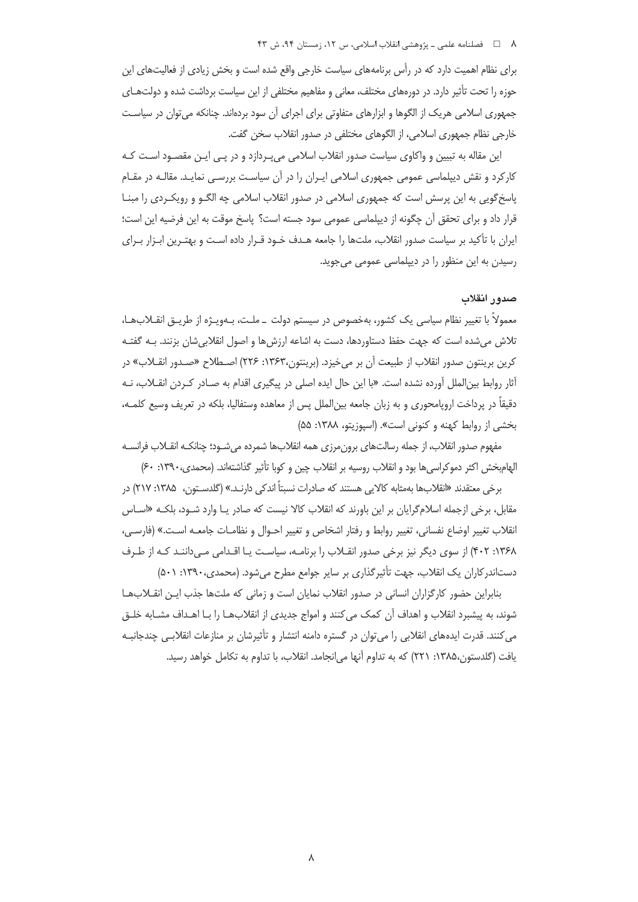برای نظام اهمیت دارد که در رأس برنامه‌های سیاست خارجی واقع شده است و بخش زیادی از فعالیت‌های این حوزه را تحت تأثیر دارد. در دوره‌های مختلف، معانی و مفاهیم مختلفی از این سیاست برداشت شده و دولت‌های جمهوری اسلامی هریک از الگوها و ابزارهای متفاوتی برای اجرای آن سود برده‌اند. چنانکه می‌توان در سیاست خارجی نظام جمهوری اسلامی، از الگوهای مختلفی در صدور انقلاب سخن گفت.

این مقاله به تبیین و واکاوی سیاست صدور انقلاب اسلامی می‌پردازد و در پی این مقصود است که کارکرد و نقش دیپلماسی عمومی جمهوری اسلامی ایران را در آن سیاست بررسی نماید. مقاله در مقام پاسخ‌گویی به این پرسش است که جمهوری اسلامی در صدور انقلاب اسلامی چه الگو و رویکردی را مبنا قرار داد و برای تحقق آن چگونه از دیپلماسی عمومی سود جسته است؟ پاسخ موقت به این فرضیه این است؛ ایران با تأکید بر سیاست صدور انقلاب، ملت‌ها را جامعه هدف خود قرار داده است و بهترین ابزار برای رسیدن به این منظور را در دیپلماسی عمومی می‌جوید.

### صدور انقلاب

معمولاً با تغییر نظام سیاسی یک کشور، به‌خصوص در سیستم دولت ـ ملت، به‌ویژه از طریق انقلاب‌ها، تلاش می‌شده است که جهت حفظ دستاوردها، دست به اشاعه ارزش‌ها و اصول انقلابی‌شان بزنند. به گفته کرین برینتون صدور انقلاب از طبیعت آن بر می‌خیزد. (برینتون،۱۳۶۳: ۲۲۶) اصطلاح «صدور انقلاب» در آثار روابط بین‌الملل آورده نشده است. «با این حال ایده اصلی در پیگیری اقدام به صادر کردن انقلاب، نه دقیقاً در پرداخت اروپامحوری و به زبان جامعه بین‌الملل پس از معاهده وستفالیا، بلکه در تعریف وسیع کلمه، بخشی از روابط کهنه و کنونی است». (اسپوزیتو، ۱۳۸۸: ۵۵)

مفهوم صدور انقلاب، از جمله رسالت‌های برون‌مرزی همه انقلاب‌ها شمرده می‌شود؛ چنانکه انقلاب فرانسه الهام‌بخش اکثر دموکراسی‌ها بود و انقلاب روسیه بر انقلاب چین و کوبا تأثیر گذاشته‌اند. (محمدی،۱۳۹۰: ۶۰)

برخی معتقدند «انقلاب‌ها به‌مثابه کالایی هستند که صادرات نسبتاً اندکی دارند.» (گلدستون، ۱۳۸۵: ۲۱۷) در مقابل، برخی ازجمله اسلام‌گرایان بر این باورند که انقلاب کالا نیست که صادر یا وارد شود، بلکه «اساس انقلاب تغییر اوضاع نفسانی، تغییر روابط و رفتار اشخاص و تغییر احوال و نظامات جامعه است.» (فارسی، ۱۳۶۸: ۴۰۲) از سوی دیگر برخی نیز صدور انقلاب را برنامه، سیاست یا اقدامی می‌دانند که از طرف دست‌اندرکاران یک انقلاب، جهت تأثیرگذاری بر سایر جوامع مطرح می‌شود. (محمدی،۱۳۹۰: ۵۰۱)

بنابراین حضور کارگزاران انسانی در صدور انقلاب نمایان است و زمانی که ملت‌ها جذب این انقلاب‌ها شوند، به پیشبرد انقلاب و اهداف آن کمک می‌کنند و امواج جدیدی از انقلاب‌ها را با اهداف مشابه خلق می‌کنند. قدرت ایده‌های انقلابی را می‌توان در گستره دامنه انتشار و تأثیرشان بر منازعات انقلابی چندجانبه یافت (گلدستون،۱۳۸۵: ۲۲۱) که به تداوم آنها می‌انجامد. انقلاب، با تداوم به تکامل خواهد رسید.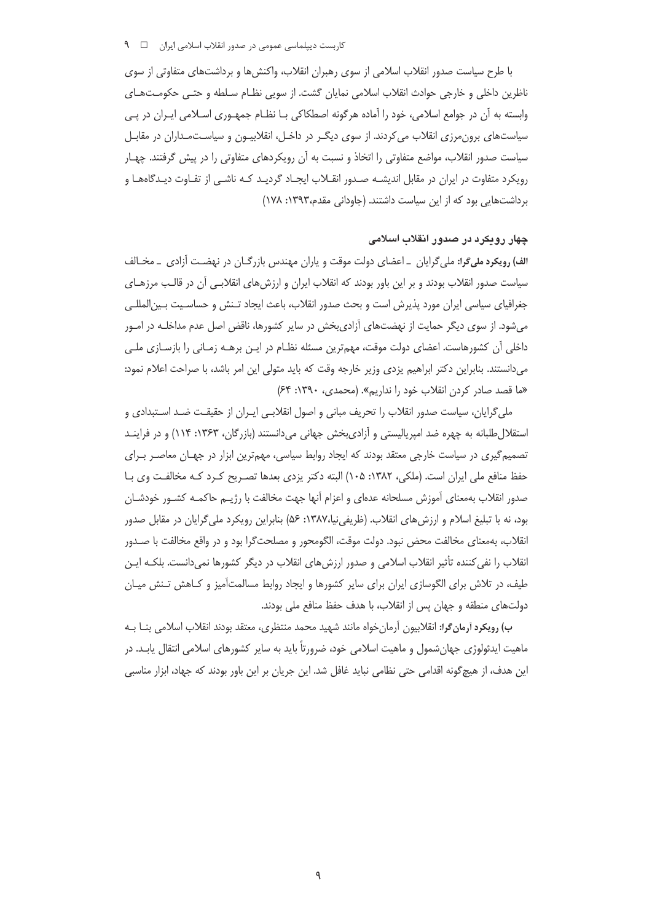با طرح سیاست صدور انقلاب اسلامی از سوی رهبران انقلاب، واکنش‌ها و برداشت‌های متفاوتی از سوی ناظرین داخلی و خارجی حوادث انقلاب اسلامی نمایان گشت. از سویی نظام سلطه و حتی حکومت‌های وابسته به آن در جوامع اسلامی، خود را آماده هرگونه اصطکاکی با نظام جمهوری اسلامی ایران در پی سیاست‌های برون‌مرزی انقلاب می‌کردند. از سوی دیگر در داخل، انقلابیون و سیاستمداران در مقابل سیاست صدور انقلاب، مواضع متفاوتی را اتخاذ و نسبت به آن رویکردهای متفاوتی را در پیش گرفتند. چهار رویکرد متفاوت در ایران در مقابل اندیشه صدور انقلاب ایجاد گردید که ناشی از تفاوت دیدگاه‌ها و برداشت‌هایی بود که از این سیاست داشتند. (جاودانی مقدم،۱۳۹۳: ۱۷۸)

## چهار رویکرد در صدور انقلاب اسلامی

**الف) رویکرد ملی‌گرا:** ملی‌گرایان ـ اعضای دولت موقت و یاران مهندس بازرگان در نهضت آزادی ـ مخالف سیاست صدور انقلاب بودند و بر این باور بودند که انقلاب ایران و ارزش‌های انقلابی آن در قالب مرزهای جغرافیای سیاسی ایران مورد پذیرش است و بحث صدور انقلاب، باعث ایجاد تنش و حساسیت بین‌المللی می‌شود. از سوی دیگر حمایت از نهضت‌های آزادی‌بخش در سایر کشورها، ناقض اصل عدم مداخله در امور داخلی آن کشورهاست. اعضای دولت موقت، مهم‌ترین مسئله نظام در این برهه زمانی را بازسازی ملی می‌دانستند. بنابراین دکتر ابراهیم یزدی وزیر خارجه وقت که باید متولی این امر باشد، با صراحت اعلام نمود: «ما قصد صادر کردن انقلاب خود را نداریم». (محمدی، ۱۳۹۰: ۶۴)

ملی‌گرایان، سیاست صدور انقلاب را تحریف مبانی و اصول انقلابی ایران از حقیقت ضد استبدادی و استقلال‌طلبانه به چهره ضد امپریالیستی و آزادی‌بخش جهانی می‌دانستند (بازرگان، ۱۳۶۳: ۱۱۴) و در فرایند تصمیم‌گیری در سیاست خارجی معتقد بودند که ایجاد روابط سیاسی، مهم‌ترین ابزار در جهان معاصر برای حفظ منافع ملی ایران است. (ملکی، ۱۳۸۲: ۱۰۵) البته دکتر یزدی بعدها تصریح کرد که مخالفت وی با صدور انقلاب به‌معنای آموزش مسلحانه عده‌ای و اعزام آنها جهت مخالفت با رژیم حاکمه کشور خودشان بود، نه با تبلیغ اسلام و ارزش‌های انقلاب. (ظریفی‌نیا،۱۳۸۷: ۵۶) بنابراین رویکرد ملی‌گرایان در مقابل صدور انقلاب، به‌معنای مخالفت محض نبود. دولت موقت، الگومحور و مصلحت‌گرا بود و در واقع مخالفت با صدور انقلاب را نفی‌کننده تأثیر انقلاب اسلامی و صدور ارزش‌های انقلاب در دیگر کشورها نمی‌دانست. بلکه این طیف، در تلاش برای الگوسازی ایران برای سایر کشورها و ایجاد روابط مسالمت‌آمیز و کاهش تنش میان دولت‌های منطقه و جهان پس از انقلاب، با هدف حفظ منافع ملی بودند.

**ب) رویکرد آرمان‌گرا:** انقلابیون آرمان‌خواه مانند شهید محمد منتظری، معتقد بودند انقلاب اسلامی بنا به ماهیت ایدئولوژی جهان‌شمول و ماهیت اسلامی خود، ضرورتاً باید به سایر کشورهای اسلامی انتقال یابد. در این هدف، از هیچ‌گونه اقدامی حتی نظامی نباید غافل شد. این جریان بر این باور بودند که جهاد، ابزار مناسبی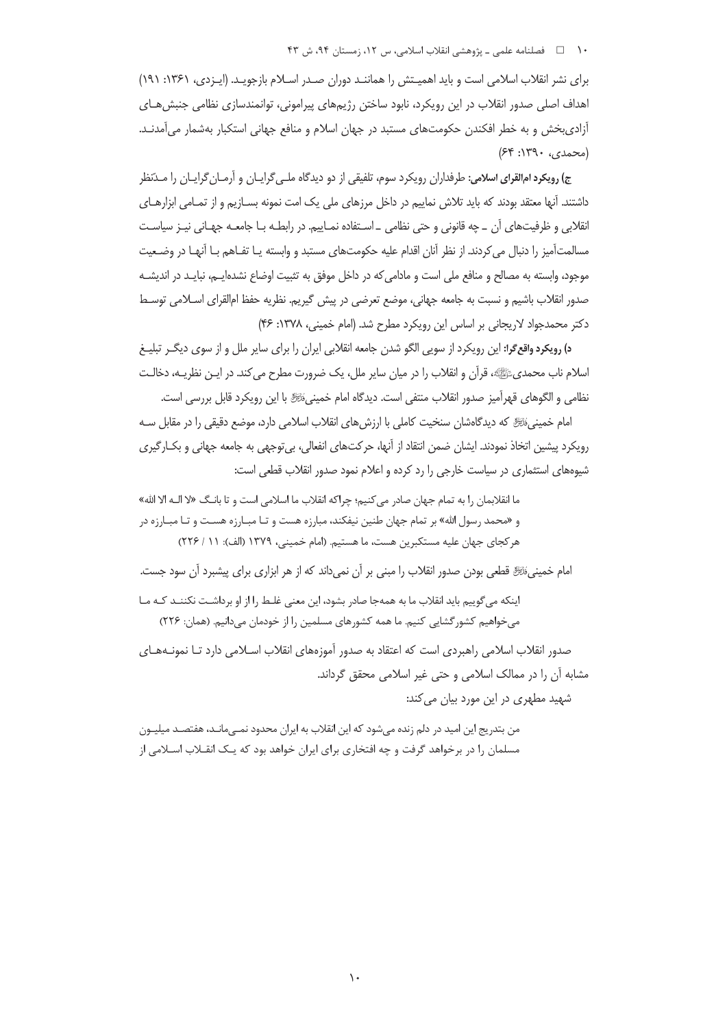برای نشر انقلاب اسلامی است و باید اهمیتش را همانند دوران صدر اسلام بازجوید. (یزدی، ۱۳۶۱: ۱۹۱) اهداف اصلی صدور انقلاب در این رویکرد، نابود ساختن رژیم‌های پیرامونی، توانمندسازی نظامی جنبش‌های آزادی‌بخش و به خطر افکندن حکومت‌های مستبد در جهان اسلام و منافع جهانی استکبار به‌شمار می‌آمدند. (محمدی، ۱۳۹۰: ۶۴)

**ج) رویکرد ام‌القرای اسلامی:** طرفداران رویکرد سوم، تلفیقی از دو دیدگاه ملی‌گرایان و آرمان‌گرایان را مدّنظر داشتند. آنها معتقد بودند که باید تلاش نماییم در داخل مرزهای ملی یک امت نمونه بسازیم و از تمامی ابزارهای انقلابی و ظرفیت‌های آن ـ چه قانونی و حتی نظامی ـ استفاده نماییم. در رابطه با جامعه جهانی نیز سیاست مسالمت‌آمیز را دنبال می‌کردند. از نظر آنان اقدام علیه حکومت‌های مستبد و وابسته یا تفاهم با آنها در وضعیت موجود، وابسته به مصالح و منافع ملی است و مادامی‌که در داخل موفق به تثبیت اوضاع نشده‌ایم، نباید در اندیشه صدور انقلاب باشیم و نسبت به جامعه جهانی، موضع تعرضی در پیش گیریم. نظریه حفظ ام‌القرای اسلامی توسط دکتر محمدجواد لاریجانی بر اساس این رویکرد مطرح شد. (امام خمینی، ۱۳۷۸: ۴۶)

**د) رویکرد واقع‌گرا:** این رویکرد از سویی الگو شدن جامعه انقلابی ایران را برای سایر ملل و از سوی دیگر تبلیغ اسلام ناب محمدی ﷺ، قرآن و انقلاب را در میان سایر ملل، یک ضرورت مطرح می‌کند. در این نظریه، دخالت نظامی و الگوهای قهرآمیز صدور انقلاب منتفی است. دیدگاه امام خمینی ﷺ با این رویکرد قابل بررسی است.

امام خمینی ﷺ که دیدگاه‌شان سنخیت کاملی با ارزش‌های انقلاب اسلامی دارد، موضع دقیقی را در مقابل سه رویکرد پیشین اتخاذ نمودند. ایشان ضمن انتقاد از آنها، حرکت‌های انفعالی، بی‌توجهی به جامعه جهانی و بکارگیری شیوه‌های استثماری در سیاست خارجی را رد کرده و اعلام نمود صدور انقلاب قطعی است:

> ما انقلابمان را به تمام جهان صادر می‌کنیم؛ چراکه انقلاب ما اسلامی است و تا بانگ «لا اله الا الله» و «محمد رسول الله» بر تمام جهان طنین نیفکند، مبارزه هست و تا مبارزه هست و تا مبارزه در هرکجای جهان علیه مستکبرین هست، ما هستیم. (امام خمینی، ۱۳۷۹ (الف): ۱۱ / ۲۲۶)

امام خمینی ﷺ قطعی بودن صدور انقلاب را مبنی بر آن نمی‌داند که از هر ابزاری برای پیشبرد آن سود جست.

> اینکه می‌گوییم باید انقلاب ما به همه‌جا صادر بشود، این معنی غلط را از او برداشت نکنند که ما می‌خواهیم کشورگشایی کنیم. ما همه کشورهای مسلمین را از خودمان می‌دانیم. (همان: ۲۲۶)

صدور انقلاب اسلامی راهبردی است که اعتقاد به صدور آموزه‌های انقلاب اسلامی دارد تا نمونه‌های مشابه آن را در ممالک اسلامی و حتی غیر اسلامی محقق گرداند.

شهید مطهری در این مورد بیان می‌کند:

> من بتدریج این امید در دلم زنده می‌شود که این انقلاب به ایران محدود نمی‌ماند، هفتصد میلیون مسلمان را در برخواهد گرفت و چه افتخاری برای ایران خواهد بود که یک انقلاب اسلامی از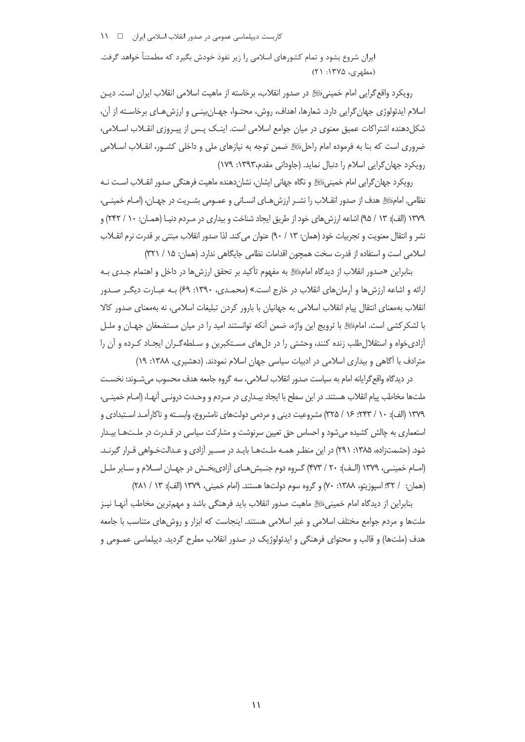ایران شروع بشود و تمام کشورهای اسلامی را زیر نفوذ خودش بگیرد که مطمئناً خواهد گرفت. (مطهری، ۱۳۷۵: ۲۱)

رویکرد واقع‌گرایی امام خمینی‌ﷺ در صدور انقلاب، برخاسته از ماهیت اسلامی انقلاب ایران است. دین اسلام ایدئولوژی جهان‌گرایی دارد. شعارها، اهداف، روش، محتوا، جهان‌بینی و ارزش‌های برخاسته از آن، شکل‌دهنده اشتراکات عمیق معنوی در میان جوامع اسلامی است. اینک پس از پیروزی انقلاب اسلامی، ضروری است که بنا به فرموده امام راحل‌ﷺ ضمن توجه به نیازهای ملی و داخلی کشور، انقلاب اسلامی رویکرد جهان‌گرایی اسلام را دنبال نماید. (جاودانی مقدم،۱۳۹۳: ۱۷۹)

رویکرد جهان‌گرایی امام خمینی‌ﷺ و نگاه جهانی ایشان، نشان‌دهنده ماهیت فرهنگی صدور انقلاب است نه نظامی. امام‌ﷺ هدف از صدور انقلاب را نشر ارزش‌های انسانی و عمومی بشریت در جهان، (امام خمینی، ۱۳۷۹ (الف): ۱۳ / ۹۵) اشاعه ارزش‌های خود از طریق ایجاد شناخت و بیداری در مردم دنیا (همان: ۱۰ / ۲۴۲) و نشر و انتقال معنویت و تجربیات خود (همان: ۱۳ / ۹۰) عنوان می‌کند. لذا صدور انقلاب مبتنی بر قدرت نرم انقلاب اسلامی است و استفاده از قدرت سخت همچون اقدامات نظامی جایگاهی ندارد. (همان: ۱۵ / ۳۲۱)

بنابراین «صدور انقلاب از دیدگاه امام‌ﷺ به مفهوم تأکید بر تحقق ارزش‌ها در داخل و اهتمام جدی به ارائه و اشاعه ارزش‌ها و آرمان‌های انقلاب در خارج است.» (محمدی، ۱۳۹۰: ۶۹) به عبارت دیگر صدور انقلاب به‌معنای انتقال پیام انقلاب اسلامی به جهانیان با بارور کردن تبلیغات اسلامی، نه به‌معنای صدور کالا با لشکرکشی است. امام‌ﷺ با ترویج این واژه، ضمن آنکه توانستند امید را در میان مستضعفان جهان و ملل آزادی‌خواه و استقلال‌طلب زنده کنند، وحشتی را در دل‌های مستکبرین و سلطه‌گران ایجاد کرده و آن را مترادف با آگاهی و بیداری اسلامی در ادبیات سیاسی جهان اسلام نمودند. (دهشیری، ۱۳۸۸: ۱۹)

در دیدگاه واقع‌گرایانه امام به سیاست صدور انقلاب اسلامی، سه گروه جامعه هدف محسوب می‌شوند: نخست ملت‌ها مخاطب پیام انقلاب هستند. در این سطح با ایجاد بیداری در مردم و وحدت درونی آنها، (امام خمینی، ۱۳۷۹ (الف): ۱۰ / ۲۴۳؛ ۱۶ / ۳۲۵) مشروعیت دینی و مردمی دولت‌های نامشروع، وابسته و ناکارآمد استبدادی و استعماری به چالش کشیده می‌شود و احساس حق تعیین سرنوشت و مشارکت سیاسی در قدرت در ملت‌ها بیدار شود. (حشمت‌زاده، ۱۳۸۵: ۲۹۱) در این منظر همه ملت‌ها باید در مسیر آزادی و عدالت‌خواهی قرار گیرند. (امام خمینی، ۱۳۷۹ (الف): ۲۰ / ۴۷۳) گروه دوم جنبش‌های آزادی‌بخش در جهان اسلام و سایر ملل (همان: / ۳۲؛ اسپوزیتو، ۱۳۸۸: ۷۰) و گروه سوم دولت‌ها هستند. (امام خمینی، ۱۳۷۹ (الف): ۱۳ / ۲۸۱)

بنابراین از دیدگاه امام خمینی‌ﷺ ماهیت صدور انقلاب باید فرهنگی باشد و مهم‌ترین مخاطب آنها نیز ملت‌ها و مردم جوامع مختلف اسلامی و غیر اسلامی هستند. اینجاست که ابزار و روش‌های متناسب با جامعه هدف (ملت‌ها) و قالب و محتوای فرهنگی و ایدئولوژیک در صدور انقلاب مطرح گردید. دیپلماسی عمومی و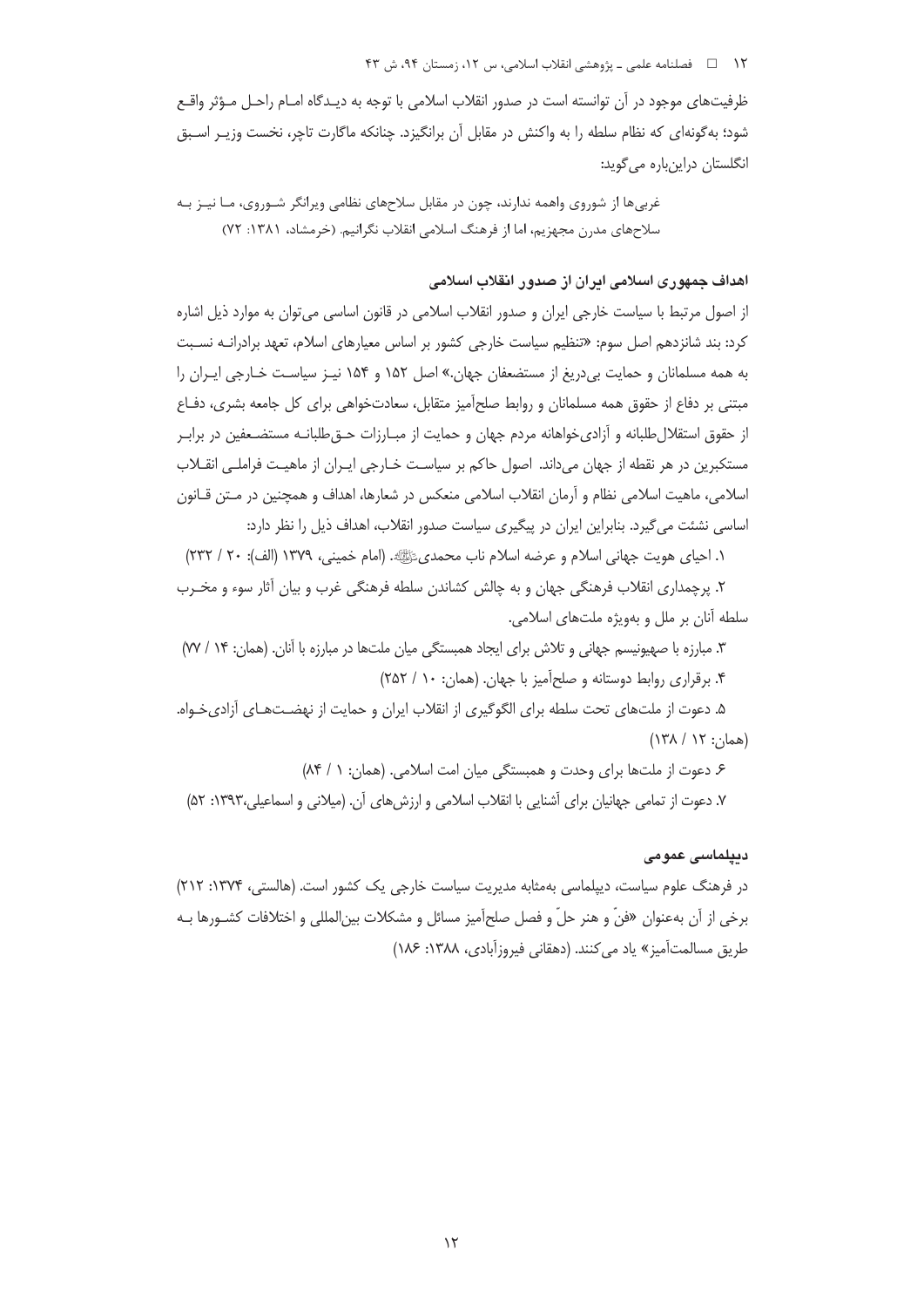ظرفیت‌های موجود در آن توانسته است در صدور انقلاب اسلامی با توجه به دیدگاه امام راحل مؤثر واقع شود؛ به‌گونه‌ای که نظام سلطه را به واکنش در مقابل آن برانگیزد. چنانکه ماگارت تاچر، نخست وزیر اسبق انگلستان دراین‌باره می‌گوید:

> غربی‌ها از شوروی واهمه ندارند، چون در مقابل سلاح‌های نظامی ویرانگر شوروی، ما نیز به سلاح‌های مدرن مجهزیم، اما از فرهنگ اسلامی انقلاب نگرانیم. (خرمشاد، ۱۳۸۱: ۷۲)

### اهداف جمهوری اسلامی ایران از صدور انقلاب اسلامی

از اصول مرتبط با سیاست خارجی ایران و صدور انقلاب اسلامی در قانون اساسی می‌توان به موارد ذیل اشاره کرد: بند شانزدهم اصل سوم: «تنظیم سیاست خارجی کشور بر اساس معیارهای اسلام، تعهد برادرانه نسبت به همه مسلمانان و حمایت بی‌دریغ از مستضعفان جهان.» اصل ۱۵۲ و ۱۵۴ نیز سیاست خارجی ایران را مبتنی بر دفاع از حقوق همه مسلمانان و روابط صلح‌آمیز متقابل، سعادتخواهی برای کل جامعه بشری، دفاع از حقوق استقلال‌طلبانه و آزادی‌خواهانه مردم جهان و حمایت از مبارزات حق‌طلبانه مستضعفین در برابر مستکبرین در هر نقطه از جهان می‌داند. اصول حاکم بر سیاست خارجی ایران از ماهیت فراملی انقلاب اسلامی، ماهیت اسلامی نظام و آرمان انقلاب اسلامی منعکس در شعارها، اهداف و همچنین در متن قانون اساسی نشئت می‌گیرد. بنابراین ایران در پیگیری سیاست صدور انقلاب، اهداف ذیل را نظر دارد:

۱. احیای هویت جهانی اسلام و عرضه اسلام ناب محمدی ﷺ. (امام خمینی، ۱۳۷۹ (الف): ۲۰ / ۲۳۲)

۲. پرچمداری انقلاب فرهنگی جهان و به چالش کشاندن سلطه فرهنگی غرب و بیان آثار سوء و مخرب سلطه آنان بر ملل و به‌ویژه ملت‌های اسلامی.

۳. مبارزه با صهیونیسم جهانی و تلاش برای ایجاد همبستگی میان ملت‌ها در مبارزه با آنان. (همان: ۱۴ / ۷۷)

۴. برقراری روابط دوستانه و صلح‌آمیز با جهان. (همان: ۱۰ / ۲۵۲)

۵. دعوت از ملت‌های تحت سلطه برای الگوگیری از انقلاب ایران و حمایت از نهضت‌های آزادی‌خواه. (همان: ۱۲ / ۱۳۸)

۶. دعوت از ملت‌ها برای وحدت و همبستگی میان امت اسلامی. (همان: ۱ / ۸۴)

۷. دعوت از تمامی جهانیان برای آشنایی با انقلاب اسلامی و ارزش‌های آن. (میلانی و اسماعیلی،۱۳۹۳: ۵۲)

### دیپلماسی عمومی

در فرهنگ علوم سیاست، دیپلماسی به‌مثابه مدیریت سیاست خارجی یک کشور است. (هالستی، ۱۳۷۴: ۲۱۲) برخی از آن به‌عنوان «فنّ و هنر حلّ و فصل صلح‌آمیز مسائل و مشکلات بین‌المللی و اختلافات کشورها به طریق مسالمت‌آمیز» یاد می‌کنند. (دهقانی فیروزآبادی، ۱۳۸۸: ۱۸۶)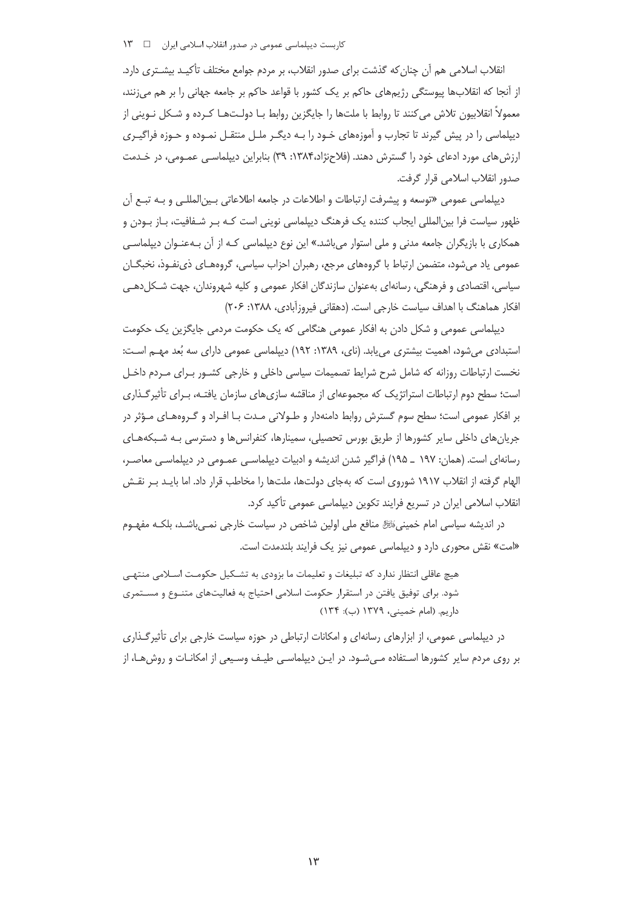انقلاب اسلامی هم آن چنان‌که گذشت برای صدور انقلاب، بر مردم جوامع مختلف تأکید بیشتری دارد. از آنجا که انقلاب‌ها پیوستگی رژیم‌های حاکم بر یک کشور با قواعد حاکم بر جامعه جهانی را بر هم می‌زنند، معمولاً انقلابیون تلاش می‌کنند تا روابط با ملت‌ها را جایگزین روابط با دولت‌ها کرده و شکل نوینی از دیپلماسی را در پیش گیرند تا تجارب و آموزه‌های خود را به دیگر ملل منتقل نموده و حوزه فراگیری ارزش‌های مورد ادعای خود را گسترش دهند. (فلاح‌نژاد،۱۳۸۴: ۳۹) بنابراین دیپلماسی عمومی، در خدمت صدور انقلاب اسلامی قرار گرفت.

دیپلماسی عمومی «توسعه و پیشرفت ارتباطات و اطلاعات در جامعه اطلاعاتی بین‌المللی و به تبع آن ظهور سیاست فرا بین‌المللی ایجاب کننده یک فرهنگ دیپلماسی نوینی است که بر شفافیت، باز بودن و همکاری با بازیگران جامعه مدنی و ملی استوار می‌باشد.» این نوع دیپلماسی که از آن به‌عنوان دیپلماسی عمومی یاد می‌شود، متضمن ارتباط با گروه‌های مرجع، رهبران احزاب سیاسی، گروه‌های ذی‌نفوذ، نخبگان سیاسی، اقتصادی و فرهنگی، رسانه‌ای به‌عنوان سازندگان افکار عمومی و کلیه شهروندان، جهت شکل‌دهی افکار هماهنگ با اهداف سیاست خارجی است. (دهقانی فیروزآبادی، ۱۳۸۸: ۲۰۶)

دیپلماسی عمومی و شکل دادن به افکار عمومی هنگامی که یک حکومت مردمی جایگزین یک حکومت استبدادی می‌شود، اهمیت بیشتری می‌یابد. (نای، ۱۳۸۹: ۱۹۲) دیپلماسی عمومی دارای سه بُعد مهم است: نخست ارتباطات روزانه که شامل شرح شرایط تصمیمات سیاسی داخلی و خارجی کشور برای مردم داخل است؛ سطح دوم ارتباطات استراتژیک که مجموعه‌ای از مناقشه سازی‌های سازمان یافته، برای تأثیرگذاری بر افکار عمومی است؛ سطح سوم گسترش روابط دامنه‌دار و طولانی مدت با افراد و گروه‌های مؤثر در جریان‌های داخلی سایر کشورها از طریق بورس تحصیلی، سمینارها، کنفرانس‌ها و دسترسی به شبکه‌های رسانه‌ای است. (همان: ۱۹۷ ـ ۱۹۵) فراگیر شدن اندیشه و ادبیات دیپلماسی عمومی در دیپلماسی معاصر، الهام گرفته از انقلاب ۱۹۱۷ شوروی است که به‌جای دولت‌ها، ملت‌ها را مخاطب قرار داد. اما باید بر نقش انقلاب اسلامی ایران در تسریع فرایند تکوین دیپلماسی عمومی تأکید کرد.

در اندیشه سیاسی امام خمینی‌ﷺ منافع ملی اولین شاخص در سیاست خارجی نمی‌باشد، بلکه مفهوم «امت» نقش محوری دارد و دیپلماسی عمومی نیز یک فرایند بلندمدت است.

> هیچ عاقلی انتظار ندارد که تبلیغات و تعلیمات ما بزودی به تشکیل حکومت اسلامی منتهی شود. برای توفیق یافتن در استقرار حکومت اسلامی احتیاج به فعالیت‌های متنوع و مستمری داریم. (امام خمینی، ۱۳۷۹ (ب): ۱۳۴)

در دیپلماسی عمومی، از ابزارهای رسانه‌ای و امکانات ارتباطی در حوزه سیاست خارجی برای تأثیرگذاری بر روی مردم سایر کشورها استفاده می‌شود. در این دیپلماسی طیف وسیعی از امکانات و روش‌ها، از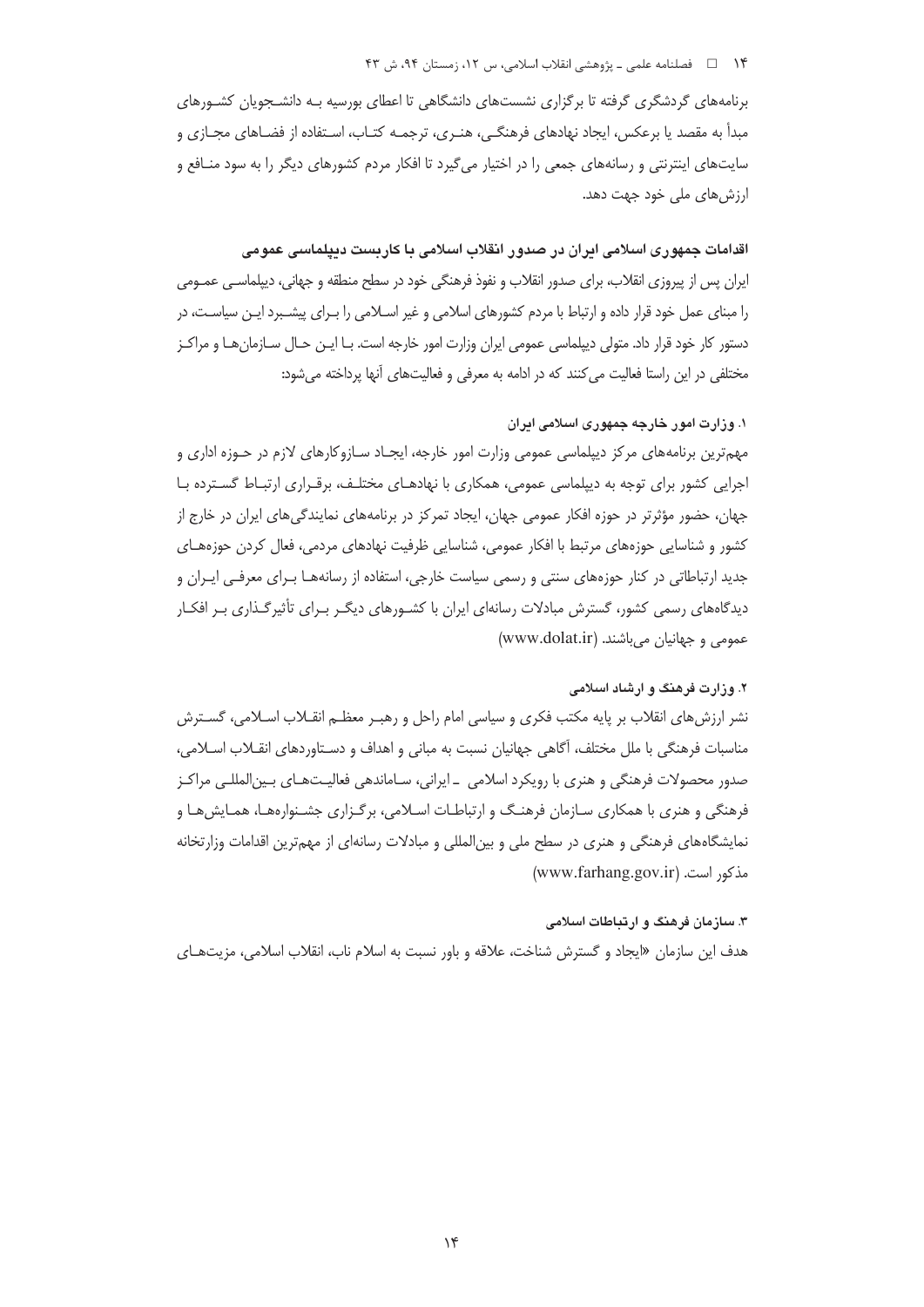برنامه‌های گردشگری گرفته تا برگزاری نشست‌های دانشگاهی تا اعطای بورسیه بـه دانشـجویان کشـورهای مبدأ به مقصد یا برعکس، ایجاد نهادهای فرهنگـی، هنـری، ترجمـه کتـاب، اسـتفاده از فضـاهای مجـازی و سایت‌های اینترنتی و رسانه‌های جمعی را در اختیار می‌گیرد تا افکار مردم کشورهای دیگر را به سود منـافع و ارزش‌های ملی خود جهت دهد.

## اقدامات جمهوری اسلامی ایران در صدور انقلاب اسلامی با کاربست دیپلماسی عمومی

ایران پس از پیروزی انقلاب، برای صدور انقلاب و نفوذ فرهنگی خود در سطح منطقه و جهانی، دیپلماسـی عمـومی را مبنای عمل خود قرار داده و ارتباط با مردم کشورهای اسلامی و غیر اسـلامی را بـرای پیشـبرد ایـن سیاسـت، در دستور کار خود قرار داد. متولی دیپلماسی عمومی ایران وزارت امور خارجه است. بـا ایـن حـال سـازمان‌هـا و مراکـز مختلفی در این راستا فعالیت می‌کنند که در ادامه به معرفی و فعالیت‌های آنها پرداخته می‌شود:

### ۱. وزارت امور خارجه جمهوری اسلامی ایران

مهم‌ترین برنامه‌های مرکز دیپلماسی عمومی وزارت امور خارجه، ایجـاد سـازوکارهای لازم در حـوزه اداری و اجرایی کشور برای توجه به دیپلماسی عمومی، همکاری با نهادهـای مختلـف، برقـراری ارتبـاط گسـترده بـا جهان، حضور مؤثرتر در حوزه افکار عمومی جهان، ایجاد تمرکز در برنامه‌های نمایندگی‌های ایران در خارج از کشور و شناسایی حوزه‌های مرتبط با افکار عمومی، شناسایی ظرفیت نهادهای مردمی، فعال کردن حوزه‌هـای جدید ارتباطاتی در کنار حوزه‌های سنتی و رسمی سیاست خارجی، استفاده از رسانه‌هـا بـرای معرفـی ایـران و دیدگاه‌های رسمی کشور، گسترش مبادلات رسانه‌ای ایران با کشـورهای دیگـر بـرای تأثیرگـذاری بـر افکـار عمومی و جهانیان می‌باشند. (www.dolat.ir)

### ۲. وزارت فرهنگ و ارشاد اسلامی

نشر ارزش‌های انقلاب بر پایه مکتب فکری و سیاسی امام راحل و رهبـر معظـم انقـلاب اسـلامی، گسـترش مناسبات فرهنگی با ملل مختلف، آگاهی جهانیان نسبت به مبانی و اهداف و دسـتاوردهای انقـلاب اسـلامی، صدور محصولات فرهنگی و هنری با رویکرد اسلامی ـ ایرانی، سـاماندهی فعالیـت‌هـای بـین‌المللـی مراکـز فرهنگی و هنری با همکاری سـازمان فرهنـگ و ارتباطـات اسـلامی، برگـزاری جشـنواره‌هـا، همـایش‌هـا و نمایشگاه‌های فرهنگی و هنری در سطح ملی و بین‌المللی و مبادلات رسانه‌ای از مهم‌ترین اقدامات وزارتخانه مذکور است. (www.farhang.gov.ir)

### ۳. سازمان فرهنگ و ارتباطات اسلامی

هدف این سازمان «ایجاد و گسترش شناخت، علاقه و باور نسبت به اسلام ناب، انقلاب اسلامی، مزیت‌هـای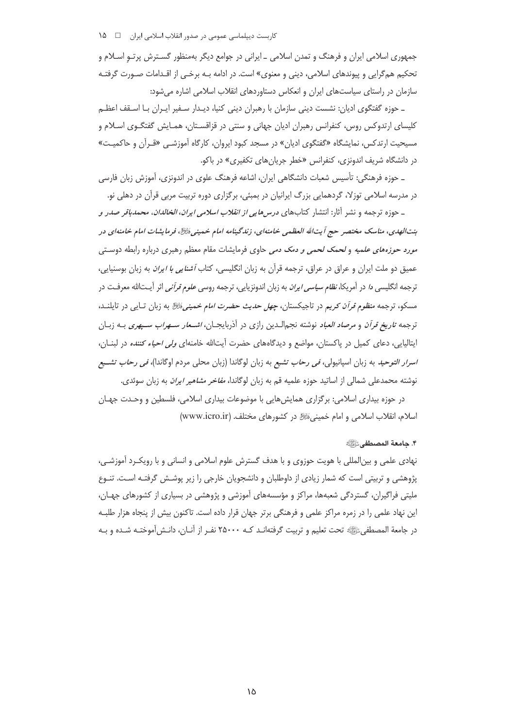جمهوری اسلامی ایران و فرهنگ و تمدن اسلامی ـ ایرانی در جوامع دیگر به‌منظور گسترش پرتوِ اسلام و تحکیم هم‌گرایی و پیوندهای اسلامی، دینی و معنوی» است. در ادامه به برخی از اقدامات صورت گرفته سازمان در راستای سیاست‌های ایران و انعکاس دستاوردهای انقلاب اسلامی اشاره می‌شود:

ـ حوزه گفتگوی ادیان: نشست دینی سازمان با رهبران دینی کنیا، دیدار سفیر ایران با اسقف اعظم کلیسای ارتدوکس روس، کنفرانس رهبران ادیان جهانی و سنتی در قزاقستان، همایش گفتگوی اسلام و مسیحیت ارتدکس، نمایشگاه «گفتگوی ادیان» در مسجد کبود ایروان، کارگاه آموزشی «قرآن و حاکمیت» در دانشگاه شریف اندونزی، کنفرانس «خطر جریان‌های تکفیری» در باکو.

ـ حوزه فرهنگی: تأسیس شعبات دانشگاهی ایران، اشاعه فرهنگ علوی در اندونزی، آموزش زبان فارسی در مدرسه اسلامی توزلا، گردهمایی بزرگ ایرانیان در بمبئی، برگزاری دوره تربیت مربی قرآن در دهلی نو.

ـ حوزه ترجمه و نشر آثار: انتشار کتاب‌های *درس‌هایی از انقلاب اسلامی ایران، الخالدان، محمدباقر صدر و بنت‌الهدی، مناسک مختصر حج آیت‌الله العظمی خامنه‌ای، زندگینامه امام خمینی*؟ق، *فرمایشات امام خامنه‌ای در مورد حوزه‌های علمیه و لحمک لحمی و دمک دمی* حاوی فرمایشات مقام معظم رهبری درباره رابطه دوستی عمیق دو ملت ایران و عراق در عراق، ترجمه قرآن به زبان انگلیسی، کتاب *آشنایی با ایران* به زبان بوسنیایی، ترجمه انگلیسی *دا* در آمریکا، *نظام سیاسی ایران* به زبان اندونزیایی، ترجمه روسی *علوم قرآنی* اثر آیت‌الله معرفت در مسکو، ترجمه *منظوم قرآن کریم* در تاجیکستان، *چهل حدیث حضرت امام خمینی*؟ق به زبان تایی در تایلند، ترجمه *تاریخ قرآن* و *مرصاد العباد* نوشته نجم‌الدین رازی در آذربایجان، *اشعار سهراب سپهری* به زبان ایتالیایی، دعای کمیل در پاکستان، مواضع و دیدگاه‌های حضرت آیت‌الله خامنه‌ای *ولی احیاء کننده* در لبنان، *اسرار التوحید* به زبان اسپانیولی، *فی رحاب تشیع* به زبان لوگاندا (زبان محلی مردم اوگاندا)، *فی رحاب تشیع* نوشته محمدعلی شمالی از اساتید حوزه علمیه قم به زبان لوگاندا، *مفاخر مشاهیر ایران* به زبان سوئدی.

در حوزه بیداری اسلامی: برگزاری همایش‌هایی با موضوعات بیداری اسلامی، فلسطین و وحدت جهان اسلام، انقلاب اسلامی و امام خمینی؟ق در کشورهای مختلف. (www.icro.ir)

### ۴. جامعة المصطفی؟ص

نهادی علمی و بین‌المللی با هویت حوزوی و با هدف گسترش علوم اسلامی و انسانی و با رویکرد آموزشی، پژوهشی و تربیتی است که شمار زیادی از داوطلبان و دانشجویان خارجی را زیر پوشش گرفته است. تنوع ملیتی فراگیران، گستردگی شعبه‌ها، مراکز و مؤسسه‌های آموزشی و پژوهشی در بسیاری از کشورهای جهان، این نهاد علمی را در زمره مراکز علمی و فرهنگی برتر جهان قرار داده است. تاکنون بیش از پنجاه هزار طلبه در جامعة المصطفی؟ص تحت تعلیم و تربیت گرفته‌اند که ۲۵۰۰۰ نفر از آنان، دانش‌آموخته شده و به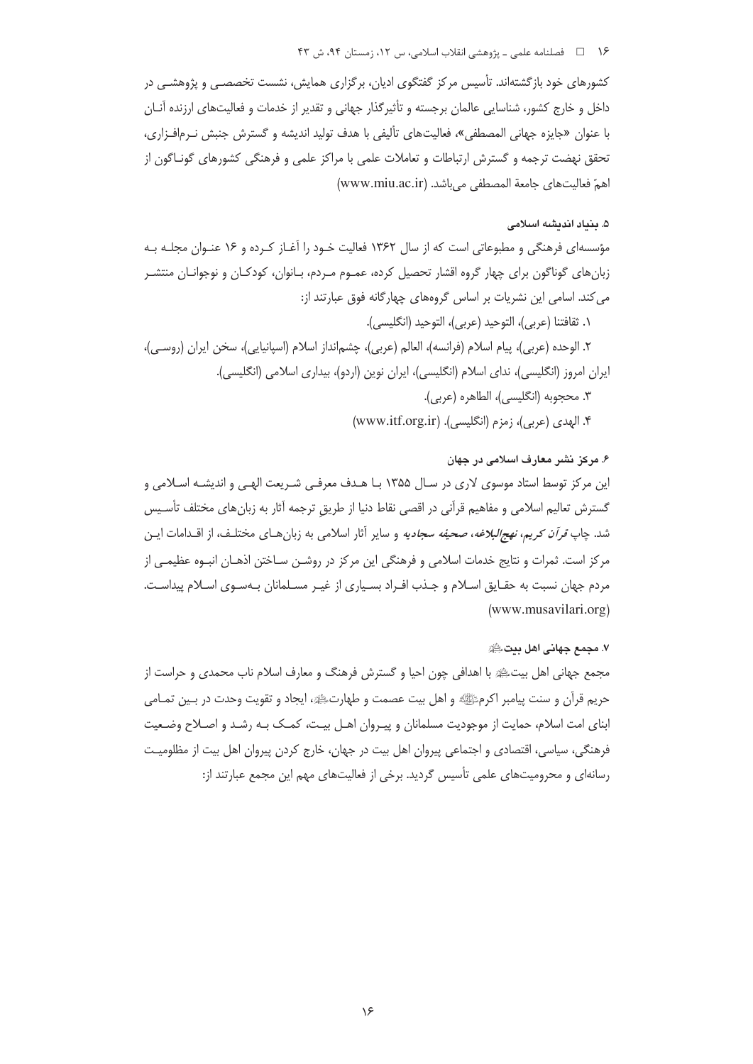کشورهای خود بازگشته‌اند. تأسیس مرکز گفتگوی ادیان، برگزاری همایش، نشست تخصصی و پژوهشی در داخل و خارج کشور، شناسایی عالمان برجسته و تأثیرگذار جهانی و تقدیر از خدمات و فعالیت‌های ارزنده آنان با عنوان «جایزه جهانی المصطفی»، فعالیت‌های تألیفی با هدف تولید اندیشه و گسترش جنبش نرم‌افزاری، تحقق نهضت ترجمه و گسترش ارتباطات و تعاملات علمی با مراکز علمی و فرهنگی کشورهای گوناگون از اهمّ فعالیت‌های جامعة المصطفی می‌باشد. (www.miu.ac.ir)

### ۵. بنیاد اندیشه اسلامی

مؤسسه‌ای فرهنگی و مطبوعاتی است که از سال ۱۳۶۲ فعالیت خود را آغاز کرده و ۱۶ عنوان مجله به زبان‌های گوناگون برای چهار گروه اقشار تحصیل کرده، عموم مردم، بانوان، کودکان و نوجوانان منتشر می‌کند. اسامی این نشریات بر اساس گروه‌های چهارگانه فوق عبارتند از:

۱. ثقافتنا (عربی)، التوحید (عربی)، التوحید (انگلیسی).

۲. الوحده (عربی)، پیام اسلام (فرانسه)، العالم (عربی)، چشم‌انداز اسلام (اسپانیایی)، سخن ایران (روسی)، ایران امروز (انگلیسی)، ندای اسلام (انگلیسی)، ایران نوین (اردو)، بیداری اسلامی (انگلیسی).

۳. محجوبه (انگلیسی)، الطاهره (عربی).

۴. الهدی (عربی)، زمزم (انگلیسی). (www.itf.org.ir)

### ۶. مرکز نشر معارف اسلامی در جهان

این مرکز توسط استاد موسوی لاری در سال ۱۳۵۵ با هدف معرفی شریعت الهی و اندیشه اسلامی و گسترش تعالیم اسلامی و مفاهیم قرآنی در اقصی نقاط دنیا از طریق ترجمه آثار به زبان‌های مختلف تأسیس شد. چاپ *قرآن کریم*، *نهج‌البلاغه*، *صحیفه سجادیه* و سایر آثار اسلامی به زبان‌های مختلف، از اقدامات این مرکز است. ثمرات و نتایج خدمات اسلامی و فرهنگی این مرکز در روشن ساختن اذهان انبوه عظیمی از مردم جهان نسبت به حقایق اسلام و جذب افراد بسیاری از غیر مسلمانان به‌سوی اسلام پیداست. (www.musavilari.org)

### ۷. مجمع جهانی اهل بیت علیهم‌السلام

مجمع جهانی اهل بیت علیهم‌السلام با اهدافی چون احیا و گسترش فرهنگ و معارف اسلام ناب محمدی و حراست از حریم قرآن و سنت پیامبر اکرم صلی‌الله‌علیه‌وآله و اهل بیت عصمت و طهارت علیهم‌السلام، ایجاد و تقویت وحدت در بین تمامی ابنای امت اسلام، حمایت از موجودیت مسلمانان و پیروان اهل بیت، کمک به رشد و اصلاح وضعیت فرهنگی، سیاسی، اقتصادی و اجتماعی پیروان اهل بیت در جهان، خارج کردن پیروان اهل بیت از مظلومیت رسانه‌ای و محرومیت‌های علمی تأسیس گردید. برخی از فعالیت‌های مهم این مجمع عبارتند از: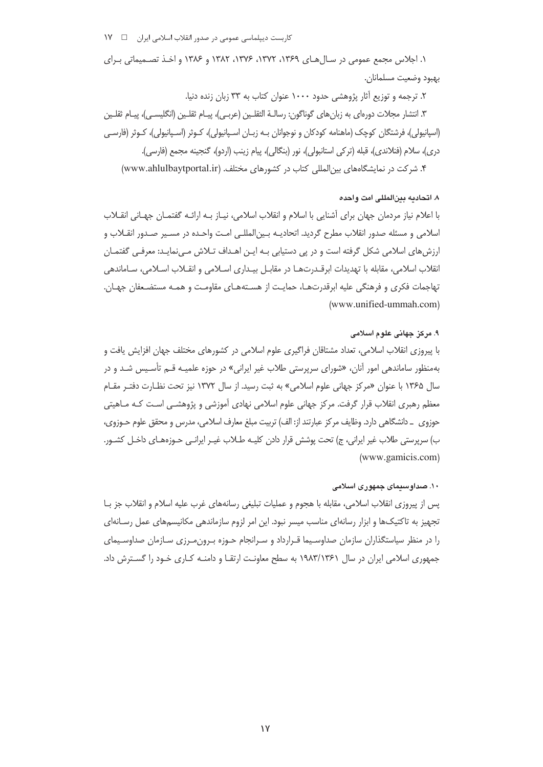۱. اجلاس مجمع عمومی در سال‌های ۱۳۶۹، ۱۳۷۲، ۱۳۷۶، ۱۳۸۲ و ۱۳۸۶ و اخذ تصمیماتی برای بهبود وضعیت مسلمانان.

۲. ترجمه و توزیع آثار پژوهشی حدود ۱۰۰۰ عنوان کتاب به ۳۳ زبان زنده دنیا.

۳. انتشار مجلات دوره‌ای به زبان‌های گوناگون: رسالة الثقلین (عربی)، پیام ثقلین (انگلیسی)، پیام ثقلین (اسپانیولی)، فرشتگان کوچک (ماهنامه کودکان و نوجوانان به زبان اسپانیولی)، کوثر (اسپانیولی)، کوثر (فارسی دری)، سلام (فنلاندی)، قبله (ترکی استانبولی)، نور (بنگالی)، پیام زینب (اردو)، گنجینه مجمع (فارسی).

۴. شرکت در نمایشگاه‌های بین‌المللی کتاب در کشورهای مختلف. (www.ahlulbaytportal.ir)

#### ۸. اتحادیه بین‌المللی امت واحده

با اعلام نیاز مردمان جهان برای آشنایی با اسلام و انقلاب اسلامی، نیاز به ارائه گفتمان جهانی انقلاب اسلامی و مسئله صدور انقلاب مطرح گردید. اتحادیه بین‌المللی امت واحده در مسیر صدور انقلاب و ارزش‌های اسلامی شکل گرفته است و در پی دستیابی به این اهداف تلاش می‌نماید: معرفی گفتمان انقلاب اسلامی، مقابله با تهدیدات ابرقدرت‌ها در مقابل بیداری اسلامی و انقلاب اسلامی، ساماندهی تهاجمات فکری و فرهنگی علیه ابرقدرت‌ها، حمایت از هسته‌های مقاومت و همه مستضعفان جهان. (www.unified-ummah.com)

#### ۹. مرکز جهانی علوم اسلامی

با پیروزی انقلاب اسلامی، تعداد مشتاقان فراگیری علوم اسلامی در کشورهای مختلف جهان افزایش یافت و به‌منظور ساماندهی امور آنان، «شورای سرپرستی طلاب غیر ایرانی» در حوزه علمیه قم تأسیس شد و در سال ۱۳۶۵ با عنوان «مرکز جهانی علوم اسلامی» به ثبت رسید. از سال ۱۳۷۲ نیز تحت نظارت دفتر مقام معظم رهبری انقلاب قرار گرفت. مرکز جهانی علوم اسلامی نهادی آموزشی و پژوهشی است که ماهیتی حوزوی ـ دانشگاهی دارد. وظایف مرکز عبارتند از: الف) تربیت مبلغ معارف اسلامی، مدرس و محقق علوم حوزوی، ب) سرپرستی طلاب غیر ایرانی، ج) تحت پوشش قرار دادن کلیه طلاب غیر ایرانی حوزه‌های داخل کشور. (www.gamicis.com)

#### ۱۰. صداوسیمای جمهوری اسلامی

پس از پیروزی انقلاب اسلامی، مقابله با هجوم و عملیات تبلیغی رسانه‌های غرب علیه اسلام و انقلاب جز با تجهیز به تاکتیک‌ها و ابزار رسانه‌ای مناسب میسر نبود. این امر لزوم سازماندهی مکانیسم‌های عمل رسانه‌ای را در منظر سیاستگذاران سازمان صداوسیما قرارداد و سرانجام حوزه برون‌مرزی سازمان صداوسیمای جمهوری اسلامی ایران در سال ۱۹۸۳/۱۳۶۱ به سطح معاونت ارتقا و دامنه کاری خود را گسترش داد.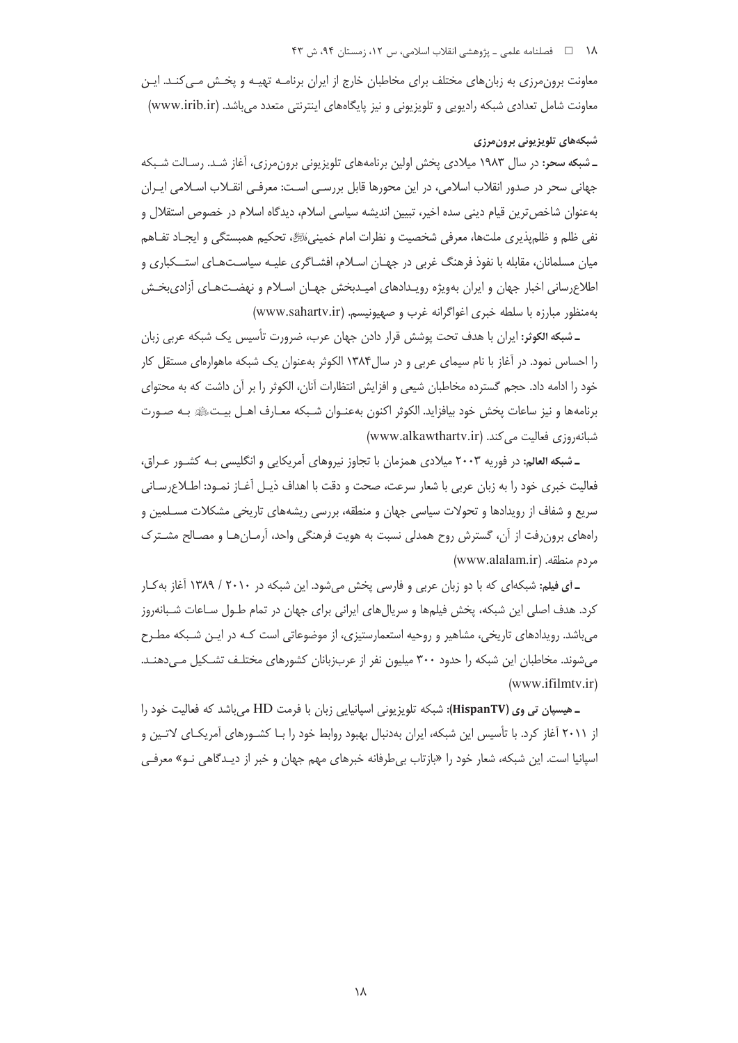معاونت برون‌مرزی به زبان‌های مختلف برای مخاطبان خارج از ایران برنامه تهیه و پخش می‌کند. این معاونت شامل تعدادی شبکه رادیویی و تلویزیونی و نیز پایگاه‌های اینترنتی متعدد می‌باشد. (www.irib.ir)

#### شبکه‌های تلویزیونی برون‌مرزی

ـ **شبکه سحر:** در سال ۱۹۸۳ میلادی پخش اولین برنامه‌های تلویزیونی برون‌مرزی، آغاز شد. رسالت شبکه جهانی سحر در صدور انقلاب اسلامی، در این محورها قابل بررسی است: معرفی انقلاب اسلامی ایران به‌عنوان شاخص‌ترین قیام دینی سده اخیر، تبیین اندیشه سیاسی اسلام، دیدگاه اسلام در خصوص استقلال و نفی ظلم و ظلم‌پذیری ملت‌ها، معرفی شخصیت و نظرات امام خمینیؒ، تحکیم همبستگی و ایجاد تفاهم میان مسلمانان، مقابله با نفوذ فرهنگ غربی در جهان اسلام، افشاگری علیه سیاست‌های استکباری و اطلاع‌رسانی اخبار جهان و ایران به‌ویژه رویدادهای امیدبخش جهان اسلام و نهضت‌های آزادی‌بخش به‌منظور مبارزه با سلطه خبری اغواگرانه غرب و صهیونیسم. (www.sahartv.ir)

ـ **شبکه الکوثر:** ایران با هدف تحت پوشش قرار دادن جهان عرب، ضرورت تأسیس یک شبکه عربی زبان را احساس نمود. در آغاز با نام سیمای عربی و در سال۱۳۸۴ الکوثر به‌عنوان یک شبکه ماهواره‌ای مستقل کار خود را ادامه داد. حجم گسترده مخاطبان شیعی و افزایش انتظارات آنان، الکوثر را بر آن داشت که به محتوای برنامه‌ها و نیز ساعات پخش خود بیافزاید. الکوثر اکنون به‌عنوان شبکه معارف اهل بیتؑ به صورت شبانه‌روزی فعالیت می‌کند. (www.alkawthartv.ir)

ـ **شبکه العالم:** در فوریه ۲۰۰۳ میلادی همزمان با تجاوز نیروهای آمریکایی و انگلیسی به کشور عراق، فعالیت خبری خود را به زبان عربی با شعار سرعت، صحت و دقت با اهداف ذیل آغاز نمود: اطلاع‌رسانی سریع و شفاف از رویدادها و تحولات سیاسی جهان و منطقه، بررسی ریشه‌های تاریخی مشکلات مسلمین و راه‌های برون‌رفت از آن، گسترش روح همدلی نسبت به هویت فرهنگی واحد، آرمان‌ها و مصالح مشترک مردم منطقه. (www.alalam.ir)

ـ **آی فیلم:** شبکه‌ای که با دو زبان عربی و فارسی پخش می‌شود. این شبکه در ۲۰۱۰ / ۱۳۸۹ آغاز به‌کار کرد. هدف اصلی این شبکه، پخش فیلم‌ها و سریال‌های ایرانی برای جهان در تمام طول ساعات شبانه‌روز می‌باشد. رویدادهای تاریخی، مشاهیر و روحیه استعمارستیزی، از موضوعاتی است که در این شبکه مطرح می‌شوند. مخاطبان این شبکه را حدود ۳۰۰ میلیون نفر از عرب‌زبانان کشورهای مختلف تشکیل می‌دهند. (www.ifilmtv.ir)

ـ **هیسپان تی وی (HispanTV):** شبکه تلویزیونی اسپانیایی زبان با فرمت HD می‌باشد که فعالیت خود را از ۲۰۱۱ آغاز کرد. با تأسیس این شبکه، ایران به‌دنبال بهبود روابط خود را با کشورهای آمریکای لاتین و اسپانیا است. این شبکه، شعار خود را «بازتاب بی‌طرفانه خبرهای مهم جهان و خبر از دیدگاهی نو» معرفی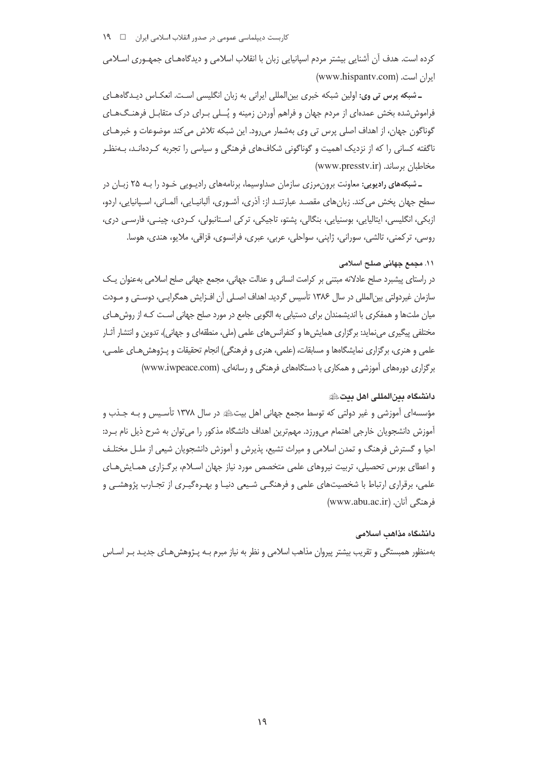کرده است. هدف آن آشنایی بیشتر مردم اسپانیایی زبان با انقلاب اسلامی و دیدگاه‌های جمهوری اسلامی ایران است. (www.hispantv.com)

**ـ شبکه پرس تی وی:** اولین شبکه خبری بین‌المللی ایرانی به زبان انگلیسی است. انعکاس دیدگاه‌های فراموش‌شده بخش عمده‌ای از مردم جهان و فراهم آوردن زمینه و پُلی برای درک متقابل فرهنگ‌های گوناگون جهان، از اهداف اصلی پرس تی وی به‌شمار می‌رود. این شبکه تلاش می‌کند موضوعات و خبرهای ناگفته کسانی را که از نزدیک اهمیت و گوناگونی شکاف‌های فرهنگی و سیاسی را تجربه کرده‌اند، به‌نظر مخاطبان برساند. (www.presstv.ir)

**ـ شبکه‌های رادیویی:** معاونت برون‌مرزی سازمان صداوسیما، برنامه‌های رادیویی خود را به ۲۵ زبان در سطح جهان پخش می‌کند. زبان‌های مقصد عبارتند از: آذری، آشوری، آلبانیایی، آلمانی، اسپانیایی، اردو، ازبکی، انگلیسی، ایتالیایی، بوسنیایی، بنگالی، پشتو، تاجیکی، ترکی استانبولی، کردی، چینی، فارسی دری، روسی، ترکمنی، تالشی، سورانی، ژاپنی، سواحلی، عربی، عبری، فرانسوی، قزاقی، ملایو، هندی، هوسا.

### ۱۱. مجمع جهانی صلح اسلامی

در راستای پیشبرد صلح عادلانه مبتنی بر کرامت انسانی و عدالت جهانی، مجمع جهانی صلح اسلامی به‌عنوان یک سازمان غیردولتی بین‌المللی در سال ۱۳۸۶ تأسیس گردید. اهداف اصلی آن افزایش همگرایی، دوستی و مودت میان ملت‌ها و همفکری با اندیشمندان برای دستیابی به الگویی جامع در مورد صلح جهانی است که از روش‌های مختلفی پیگیری می‌نماید: برگزاری همایش‌ها و کنفرانس‌های علمی (ملی، منطقه‌ای و جهانی)، تدوین و انتشار آثار علمی و هنری، برگزاری نمایشگاه‌ها و مسابقات، (علمی، هنری و فرهنگی) انجام تحقیقات و پژوهش‌های علمی، برگزاری دوره‌های آموزشی و همکاری با دستگاه‌های فرهنگی و رسانه‌ای. (www.iwpeace.com)

### دانشگاه بین‌المللی اهل بیت

مؤسسه‌ای آموزشی و غیر دولتی که توسط مجمع جهانی اهل بیت در سال ۱۳۷۸ تأسیس و به جذب و آموزش دانشجویان خارجی اهتمام می‌ورزد. مهم‌ترین اهداف دانشگاه مذکور را می‌توان به شرح ذیل نام برد: احیا و گسترش فرهنگ و تمدن اسلامی و میراث تشیع، پذیرش و آموزش دانشجویان شیعی از ملل مختلف و اعطای بورس تحصیلی، تربیت نیروهای علمی متخصص مورد نیاز جهان اسلام، برگزاری همایش‌های علمی، برقراری ارتباط با شخصیت‌های علمی و فرهنگی شیعی دنیا و بهره‌گیری از تجارب پژوهشی و فرهنگی آنان. (www.abu.ac.ir)

### دانشگاه مذاهب اسلامی

به‌منظور همبستگی و تقریب بیشتر پیروان مذاهب اسلامی و نظر به نیاز مبرم به پژوهش‌های جدید بر اساس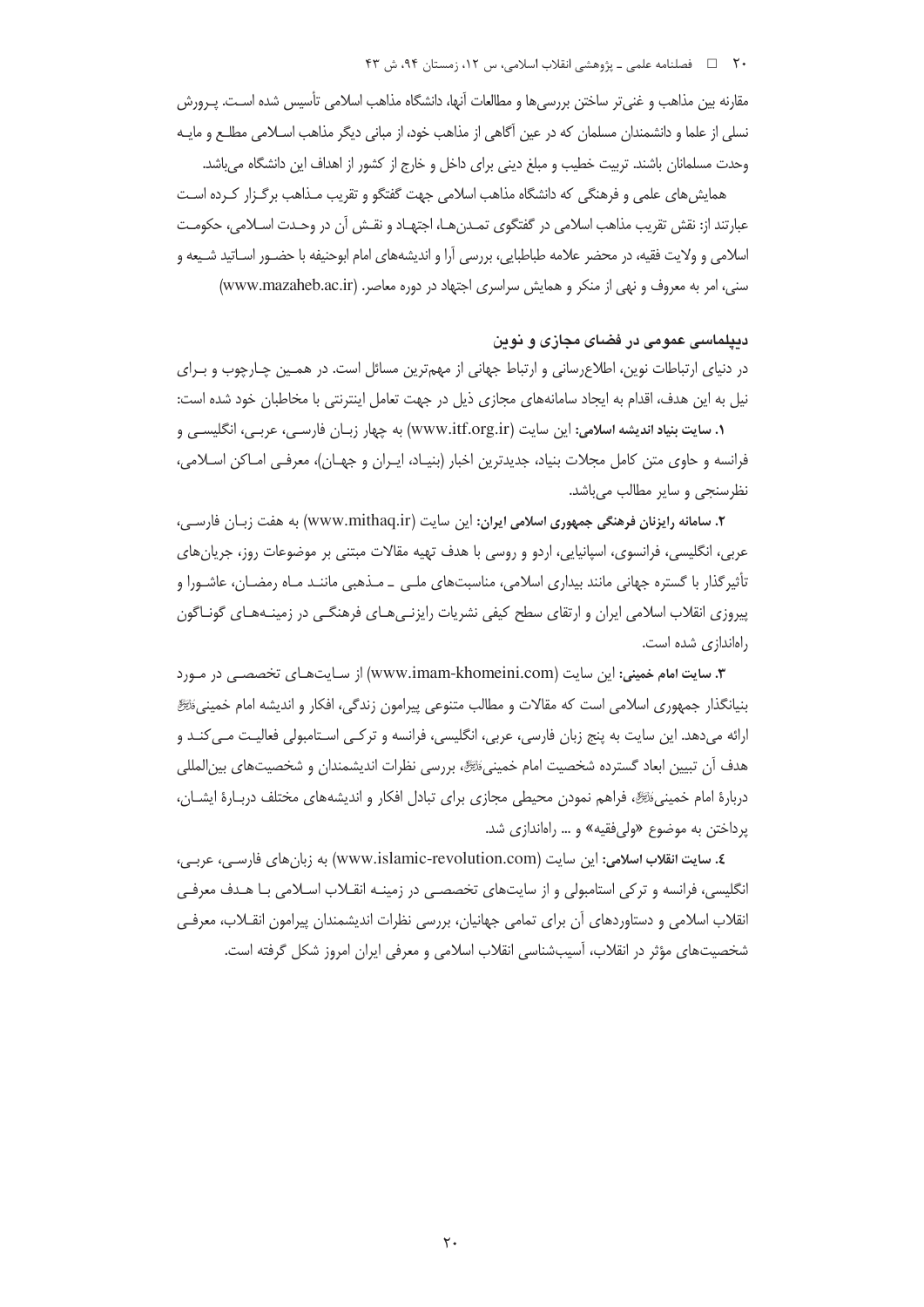مقارنه بین مذاهب و غنی‌تر ساختن بررسی‌ها و مطالعات آنها، دانشگاه مذاهب اسلامی تأسیس شده است. پرورش نسلی از علما و دانشمندان مسلمان که در عین آگاهی از مذاهب خود، از مبانی دیگر مذاهب اسلامی مطلع و مایه وحدت مسلمانان باشند. تربیت خطیب و مبلغ دینی برای داخل و خارج از کشور از اهداف این دانشگاه می‌باشد.

همایش‌های علمی و فرهنگی که دانشگاه مذاهب اسلامی جهت گفتگو و تقریب مذاهب برگزار کرده است عبارتند از: نقش تقریب مذاهب اسلامی در گفتگوی تمدن‌ها، اجتهاد و نقش آن در وحدت اسلامی، حکومت اسلامی و ولایت فقیه، در محضر علامه طباطبایی، بررسی آرا و اندیشه‌های امام ابوحنیفه با حضور اساتید شیعه و سنی، امر به معروف و نهی از منکر و همایش سراسری اجتهاد در دوره معاصر. (www.mazaheb.ac.ir)

## دیپلماسی عمومی در فضای مجازی و نوین

در دنیای ارتباطات نوین، اطلاع‌رسانی و ارتباط جهانی از مهم‌ترین مسائل است. در همین چارچوب و برای نیل به این هدف، اقدام به ایجاد سامانه‌های مجازی ذیل در جهت تعامل اینترنتی با مخاطبان خود شده است:

۱. **سایت بنیاد اندیشه اسلامی:** این سایت (www.itf.org.ir) به چهار زبان فارسی، عربی، انگلیسی و فرانسه و حاوی متن کامل مجلات بنیاد، جدیدترین اخبار (بنیاد، ایران و جهان)، معرفی اماکن اسلامی، نظرسنجی و سایر مطالب می‌باشد.

۲. **سامانه رایزنان فرهنگی جمهوری اسلامی ایران:** این سایت (www.mithaq.ir) به هفت زبان فارسی، عربی، انگلیسی، فرانسوی، اسپانیایی، اردو و روسی با هدف تهیه مقالات مبتنی بر موضوعات روز، جریان‌های تأثیرگذار با گستره جهانی مانند بیداری اسلامی، مناسبت‌های ملی ـ مذهبی مانند ماه رمضان، عاشورا و پیروزی انقلاب اسلامی ایران و ارتقای سطح کیفی نشریات رایزنی‌های فرهنگی در زمینه‌های گوناگون راه‌اندازی شده است.

۳. **سایت امام خمینی:** این سایت (www.imam-khomeini.com) از سایت‌های تخصصی در مورد بنیانگذار جمهوری اسلامی است که مقالات و مطالب متنوعی پیرامون زندگی، افکار و اندیشه امام خمینی﷫ ارائه می‌دهد. این سایت به پنج زبان فارسی، عربی، انگلیسی، فرانسه و ترکی استامبولی فعالیت می‌کند و هدف آن تبیین ابعاد گسترده شخصیت امام خمینی﷫، بررسی نظرات اندیشمندان و شخصیت‌های بین‌المللی دربارهٔ امام خمینی﷫، فراهم نمودن محیطی مجازی برای تبادل افکار و اندیشه‌های مختلف دربارهٔ ایشان، پرداختن به موضوع «ولی‌فقیه» و ... راه‌اندازی شد.

٤. **سایت انقلاب اسلامی:** این سایت (www.islamic-revolution.com) به زبان‌های فارسی، عربی، انگلیسی، فرانسه و ترکی استامبولی و از سایت‌های تخصصی در زمینه انقلاب اسلامی با هدف معرفی انقلاب اسلامی و دستاوردهای آن برای تمامی جهانیان، بررسی نظرات اندیشمندان پیرامون انقلاب، معرفی شخصیت‌های مؤثر در انقلاب، آسیب‌شناسی انقلاب اسلامی و معرفی ایران امروز شکل گرفته است.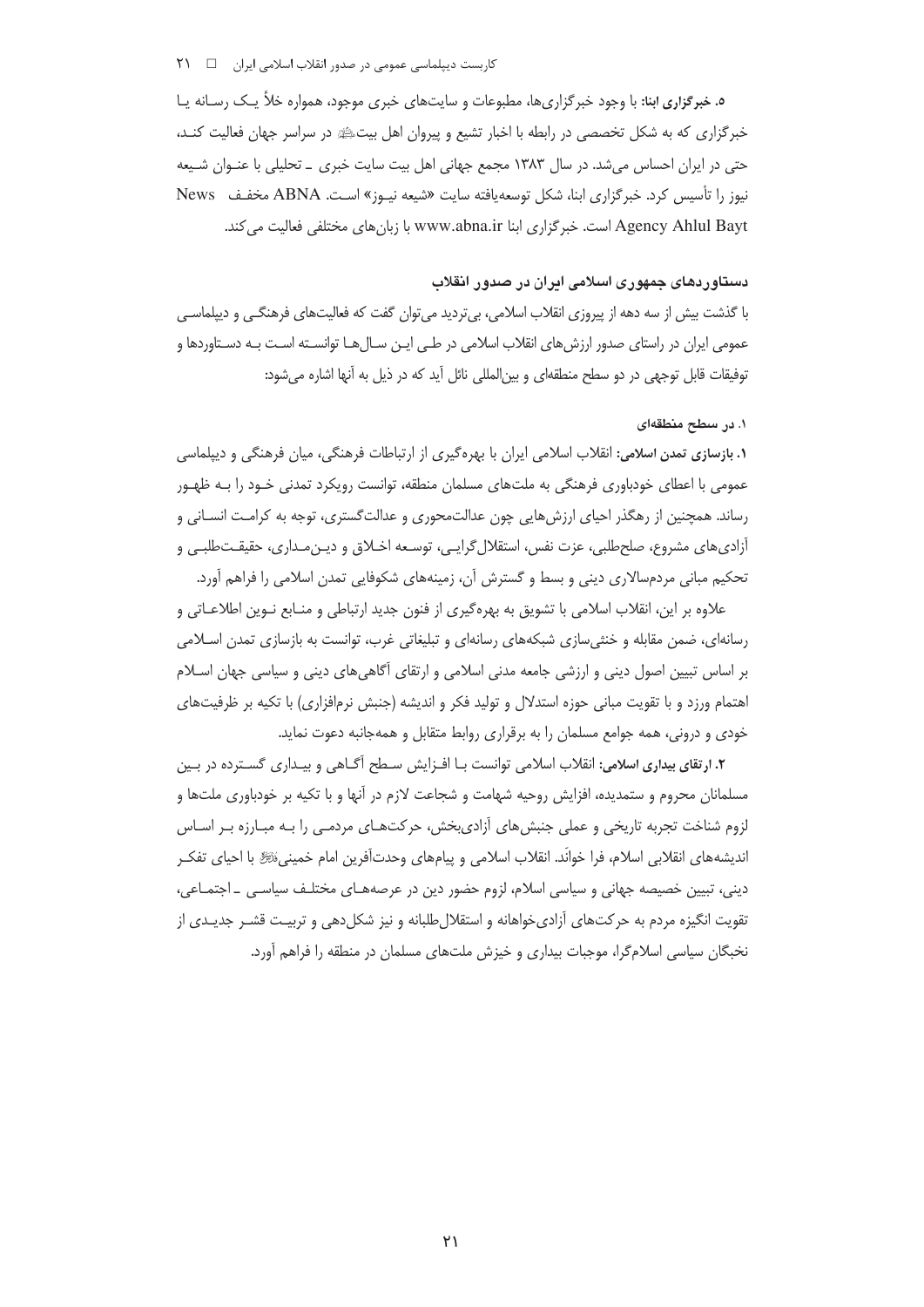**۵. خبرگزاری ابنا:** با وجود خبرگزاری‌ها، مطبوعات و سایت‌های خبری موجود، همواره خلأ یک رسانه یا خبرگزاری که به شکل تخصصی در رابطه با اخبار تشیع و پیروان اهل بیت‌ﷺ در سراسر جهان فعالیت کند، حتی در ایران احساس می‌شد. در سال ۱۳۸۳ مجمع جهانی اهل بیت سایت خبری ـ تحلیلی با عنوان شیعه نیوز را تأسیس کرد. خبرگزاری ابنا، شکل توسعه‌یافته سایت «شیعه نیوز» است. ABNA مخفف News Agency Ahlul Bayt است. خبرگزاری ابنا www.abna.ir با زبان‌های مختلفی فعالیت می‌کند.

## دستاوردهای جمهوری اسلامی ایران در صدور انقلاب

با گذشت بیش از سه دهه از پیروزی انقلاب اسلامی، بی‌تردید می‌توان گفت که فعالیت‌های فرهنگی و دیپلماسی عمومی ایران در راستای صدور ارزش‌های انقلاب اسلامی در طی این سال‌ها توانسته است به دستاوردها و توفیقات قابل توجهی در دو سطح منطقه‌ای و بین‌المللی نائل آید که در ذیل به آنها اشاره می‌شود:

### ۱. در سطح منطقه‌ای

**۱. بازسازی تمدن اسلامی:** انقلاب اسلامی ایران با بهره‌گیری از ارتباطات فرهنگی، میان فرهنگی و دیپلماسی عمومی با اعطای خودباوری فرهنگی به ملت‌های مسلمان منطقه، توانست رویکرد تمدنی خود را به ظهور رساند. همچنین از رهگذر احیای ارزش‌هایی چون عدالت‌محوری و عدالت‌گستری، توجه به کرامت انسانی و آزادی‌های مشروع، صلح‌طلبی، عزت نفس، استقلال‌گرایی، توسعه اخلاق و دین‌مداری، حقیقت‌طلبی و تحکیم مبانی مردم‌سالاری دینی و بسط و گسترش آن، زمینه‌های شکوفایی تمدن اسلامی را فراهم آورد.

علاوه بر این، انقلاب اسلامی با تشویق به بهره‌گیری از فنون جدید ارتباطی و منابع نوین اطلاعاتی و رسانه‌ای، ضمن مقابله و خنثی‌سازی شبکه‌های رسانه‌ای و تبلیغاتی غرب، توانست به بازسازی تمدن اسلامی بر اساس تبیین اصول دینی و ارزشی جامعه مدنی اسلامی و ارتقای آگاهی‌های دینی و سیاسی جهان اسلام اهتمام ورزد و با تقویت مبانی حوزه استدلال و تولید فکر و اندیشه (جنبش نرم‌افزاری) با تکیه بر ظرفیت‌های خودی و درونی، همه جوامع مسلمان را به برقراری روابط متقابل و همه‌جانبه دعوت نماید.

**۲. ارتقای بیداری اسلامی:** انقلاب اسلامی توانست با افزایش سطح آگاهی و بیداری گسترده در بین مسلمانان محروم و ستمدیده، افزایش روحیه شهامت و شجاعت لازم در آنها و با تکیه بر خودباوری ملت‌ها و لزوم شناخت تجربه تاریخی و عملی جنبش‌های آزادی‌بخش، حرکت‌های مردمی را به مبارزه بر اساس اندیشه‌های انقلابی اسلام، فرا خوانَد. انقلاب اسلامی و پیام‌های وحدت‌آفرین امام خمینی‌ﷺ با احیای تفکر دینی، تبیین خصیصه جهانی و سیاسی اسلام، لزوم حضور دین در عرصه‌های مختلف سیاسی ـ اجتماعی، تقویت انگیزه مردم به حرکت‌های آزادی‌خواهانه و استقلال‌طلبانه و نیز شکل‌دهی و تربیت قشر جدیدی از نخبگان سیاسی اسلام‌گرا، موجبات بیداری و خیزش ملت‌های مسلمان در منطقه را فراهم آورد.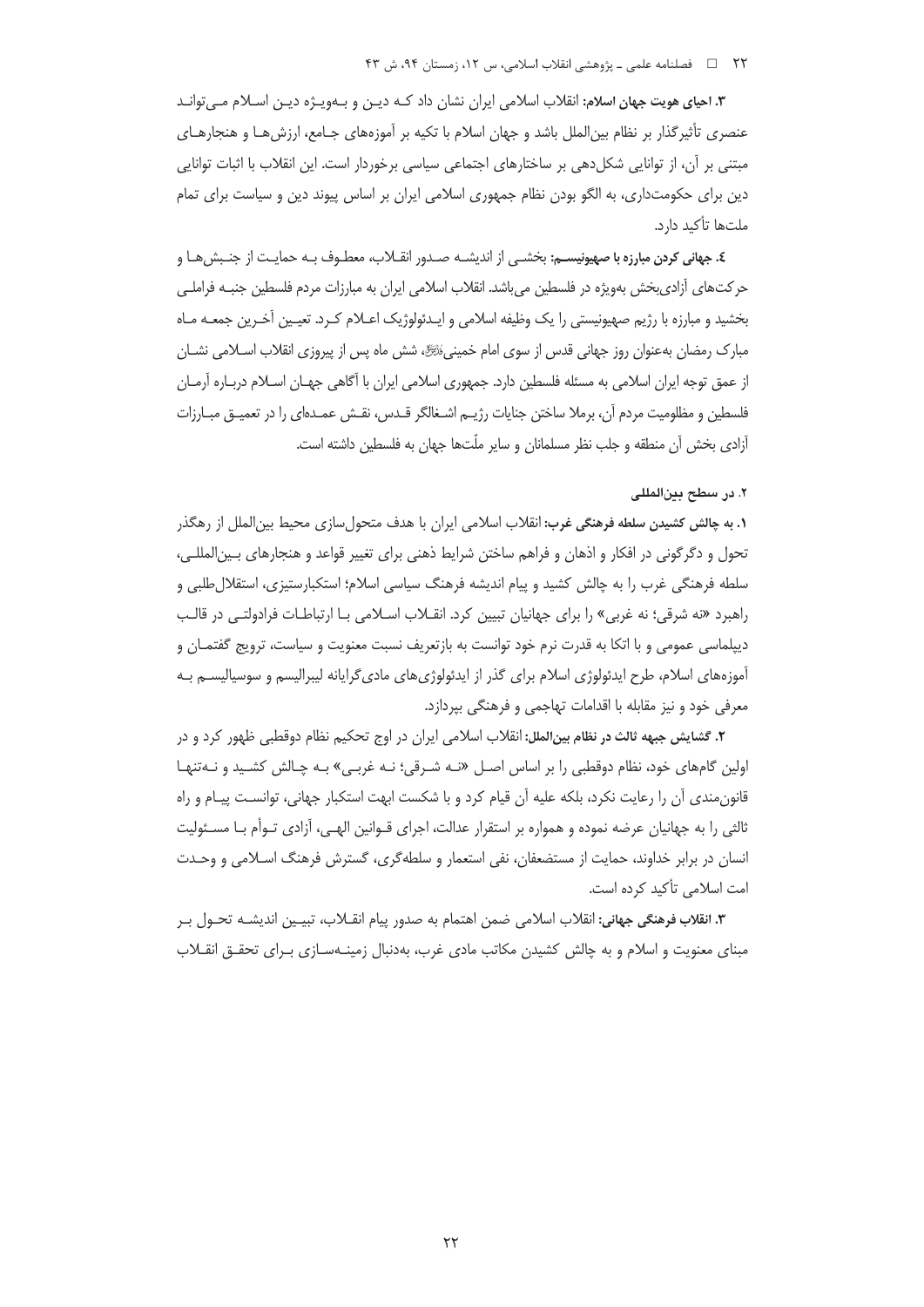**۳. احیای هویت جهان اسلام:** انقلاب اسلامی ایران نشان داد کـه دیـن و بـه‌ویـژه دیـن اسـلام مـی‌توانـد عنصری تأثیرگذار بر نظام بین‌الملل باشد و جهان اسلام با تکیه بر آموزه‌های جـامع، ارزش‌هـا و هنجارهـای مبتنی بر آن، از توانایی شکل‌دهی بر ساختارهای اجتماعی سیاسی برخوردار است. این انقلاب با اثبات توانایی دین برای حکومت‌داری، به الگو بودن نظام جمهوری اسلامی ایران بر اساس پیوند دین و سیاست برای تمام ملت‌ها تأکید دارد.

**٤. جهانی کردن مبارزه با صهیونیسـم:** بخشـی از اندیشـه صـدور انقـلاب، معطـوف بـه حمایـت از جنـبش‌هـا و حرکت‌های آزادی‌بخش به‌ویژه در فلسطین می‌باشد. انقلاب اسلامی ایران به مبارزات مردم فلسطین جنبـه فراملـی بخشید و مبارزه با رژیم صهیونیستی را یک وظیفه اسلامی و ایـدئولوژیک اعـلام کـرد. تعیـین آخـرین جمعـه مـاه مبارک رمضان به‌عنوان روز جهانی قدس از سوی امام خمینی‌﷫، شش ماه پس از پیروزی انقلاب اسـلامی نشـان از عمق توجه ایران اسلامی به مسئله فلسطین دارد. جمهوری اسلامی ایران با آگاهی جهـان اسـلام دربـاره آرمـان فلسطین و مظلومیت مردم آن، برملا ساختن جنایات رژیـم اشـغالگر قـدس، نقـش عمـده‌ای را در تعمیـق مبـارزات آزادی بخش آن منطقه و جلب نظر مسلمانان و سایر ملّت‌ها جهان به فلسطین داشته است.

#### ۲. در سطح بین‌المللی

**۱. به چالش کشیدن سلطه فرهنگی غرب:** انقلاب اسلامی ایران با هدف متحول‌سازی محیط بین‌الملل از رهگذر تحول و دگرگونی در افکار و اذهان و فراهم ساختن شرایط ذهنی برای تغییر قواعد و هنجارهای بـین‌المللـی، سلطه فرهنگی غرب را به چالش کشید و پیام اندیشه فرهنگ سیاسی اسلام؛ استکبارستیزی، استقلال‌طلبی و راهبرد «نه شرقی؛ نه غربی» را برای جهانیان تبیین کرد. انقـلاب اسـلامی بـا ارتباطـات فرادولتـی در قالـب دیپلماسی عمومی و با اتکا به قدرت نرم خود توانست به بازتعریف نسبت معنویت و سیاست، ترویج گفتمـان و آموزه‌های اسلام، طرح ایدئولوژی اسلام برای گذر از ایدئولوژی‌های مادی‌گرایانه لیبرالیسم و سوسیالیسـم بـه معرفی خود و نیز مقابله با اقدامات تهاجمی و فرهنگی بپردازد.

**۲. گشایش جبهه ثالث در نظام بین‌الملل:** انقلاب اسلامی ایران در اوج تحکیم نظام دوقطبی ظهور کرد و در اولین گام‌های خود، نظام دوقطبی را بر اساس اصـل «نـه شـرقی؛ نـه غربـی» بـه چـالش کشـید و نـه‌تنهـا قانون‌مندی آن را رعایت نکرد، بلکه علیه آن قیام کرد و با شکست ابهت استکبار جهانی، توانسـت پیـام و راه ثالثی را به جهانیان عرضه نموده و همواره بر استقرار عدالت، اجرای قـوانین الهـی، آزادی تـوأم بـا مسـئولیت انسان در برابر خداوند، حمایت از مستضعفان، نفی استعمار و سلطه‌گری، گسترش فرهنگ اسـلامی و وحـدت امت اسلامی تأکید کرده است.

**۳. انقلاب فرهنگی جهانی:** انقلاب اسلامی ضمن اهتمام به صدور پیام انقـلاب، تبیـین اندیشـه تحـول بـر مبنای معنویت و اسلام و به چالش کشیدن مکاتب مادی غرب، به‌دنبال زمینـه‌سـازی بـرای تحقـق انقـلاب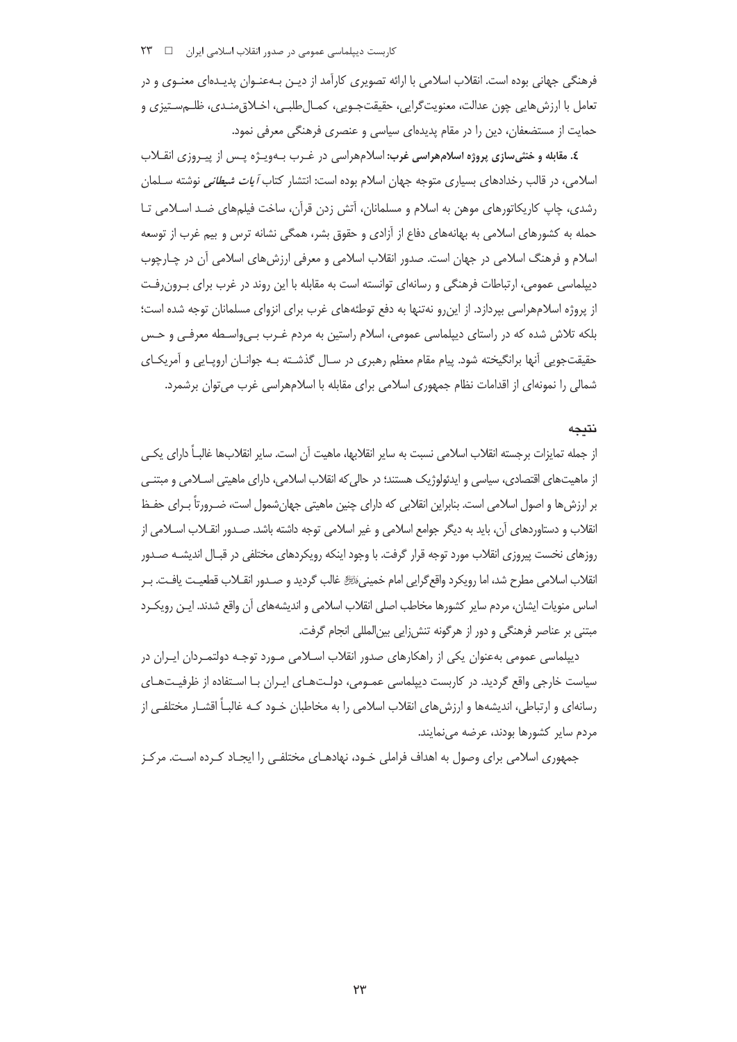فرهنگی جهانی بوده است. انقلاب اسلامی با ارائه تصویری کارآمد از دین به‌عنوان پدیده‌ای معنوی و در تعامل با ارزش‌هایی چون عدالت، معنویت‌گرایی، حقیقت‌جویی، کمال‌طلبی، اخلاق‌مندی، ظلم‌ستیزی و حمایت از مستضعفان، دین را در مقام پدیده‌ای سیاسی و عنصری فرهنگی معرفی نمود.

**٤. مقابله و خنثی‌سازی پروژه اسلام‌هراسی غرب:** اسلام‌هراسی در غرب به‌ویژه پس از پیروزی انقلاب اسلامی، در قالب رخدادهای بسیاری متوجه جهان اسلام بوده است: انتشار کتاب *آیات شیطانی* نوشته سلمان رشدی، چاپ کاریکاتورهای موهن به اسلام و مسلمانان، آتش زدن قرآن، ساخت فیلم‌های ضد اسلامی تا حمله به کشورهای اسلامی به بهانه‌های دفاع از آزادی و حقوق بشر، همگی نشانه ترس و بیم غرب از توسعه اسلام و فرهنگ اسلامی در جهان است. صدور انقلاب اسلامی و معرفی ارزش‌های اسلامی آن در چارچوب دیپلماسی عمومی، ارتباطات فرهنگی و رسانه‌ای توانسته است به مقابله با این روند در غرب برای برون‌رفت از پروژه اسلام‌هراسی بپردازد. از این‌رو نه‌تنها به دفع توطئه‌های غرب برای انزوای مسلمانان توجه شده است؛ بلکه تلاش شده که در راستای دیپلماسی عمومی، اسلام راستین به مردم غرب بی‌واسطه معرفی و حس حقیقت‌جویی آنها برانگیخته شود. پیام مقام معظم رهبری در سال گذشته به جوانان اروپایی و آمریکای شمالی را نمونه‌ای از اقدامات نظام جمهوری اسلامی برای مقابله با اسلام‌هراسی غرب می‌توان برشمرد.

## نتیجه

از جمله تمایزات برجسته انقلاب اسلامی نسبت به سایر انقلابها، ماهیت آن است. سایر انقلاب‌ها غالباً دارای یکی از ماهیت‌های اقتصادی، سیاسی و ایدئولوژیک هستند؛ در حالی‌که انقلاب اسلامی، دارای ماهیتی اسلامی و مبتنی بر ارزش‌ها و اصول اسلامی است. بنابراین انقلابی که دارای چنین ماهیتی جهان‌شمول است، ضرورتاً برای حفظ انقلاب و دستاوردهای آن، باید به دیگر جوامع اسلامی و غیر اسلامی توجه داشته باشد. صدور انقلاب اسلامی از روزهای نخست پیروزی انقلاب مورد توجه قرار گرفت. با وجود اینکه رویکردهای مختلفی در قبال اندیشه صدور انقلاب اسلامی مطرح شد، اما رویکرد واقع‌گرایی امام خمینیﷺ غالب گردید و صدور انقلاب قطعیت یافت. بر اساس منویات ایشان، مردم سایر کشورها مخاطب اصلی انقلاب اسلامی و اندیشه‌های آن واقع شدند. این رویکرد مبتنی بر عناصر فرهنگی و دور از هرگونه تنش‌زایی بین‌المللی انجام گرفت.

دیپلماسی عمومی به‌عنوان یکی از راهکارهای صدور انقلاب اسلامی مورد توجه دولتمردان ایران در سیاست خارجی واقع گردید. در کاربست دیپلماسی عمومی، دولت‌های ایران با استفاده از ظرفیت‌های رسانه‌ای و ارتباطی، اندیشه‌ها و ارزش‌های انقلاب اسلامی را به مخاطبان خود که غالباً اقشار مختلفی از مردم سایر کشورها بودند، عرضه می‌نمایند.

جمهوری اسلامی برای وصول به اهداف فراملی خود، نهادهای مختلفی را ایجاد کرده است. مرکز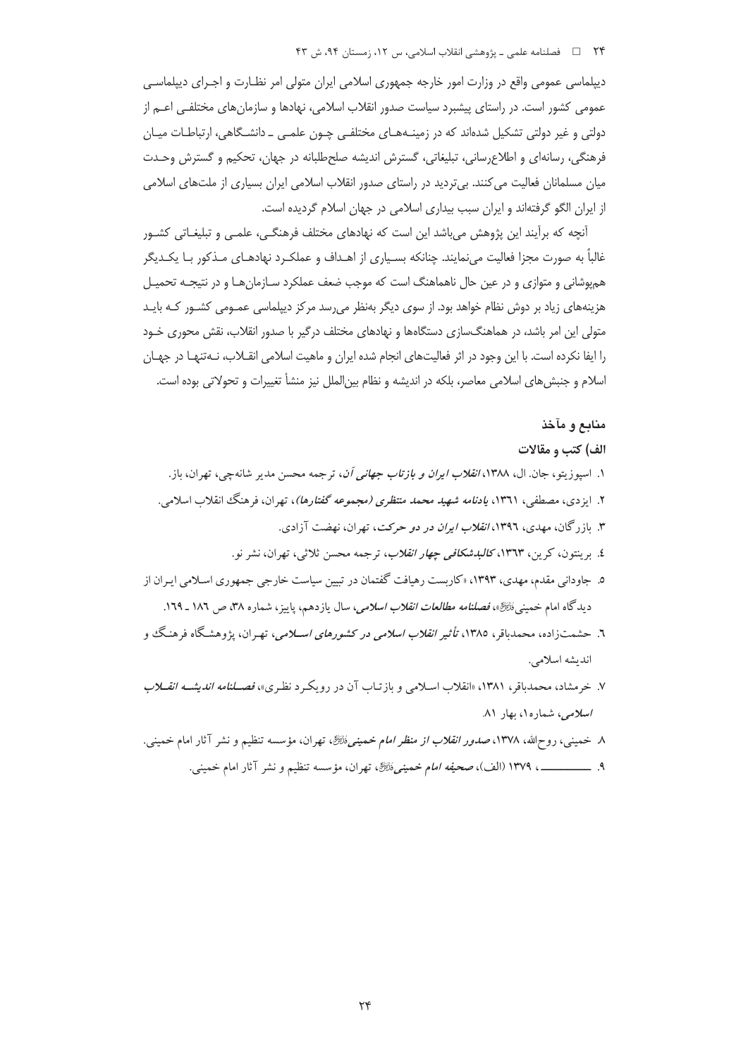دیپلماسی عمومی واقع در وزارت امور خارجه جمهوری اسلامی ایران متولی امر نظارت و اجرای دیپلماسی عمومی کشور است. در راستای پیشبرد سیاست صدور انقلاب اسلامی، نهادها و سازمان‌های مختلفی اعم از دولتی و غیر دولتی تشکیل شده‌اند که در زمینه‌های مختلفی چون علمی ـ دانشگاهی، ارتباطات میان فرهنگی، رسانه‌ای و اطلاع‌رسانی، تبلیغاتی، گسترش اندیشه صلح‌طلبانه در جهان، تحکیم و گسترش وحدت میان مسلمانان فعالیت می‌کنند. بی‌تردید در راستای صدور انقلاب اسلامی ایران بسیاری از ملت‌های اسلامی از ایران الگو گرفته‌اند و ایران سبب بیداری اسلامی در جهان اسلام گردیده است.

آنچه که برآیند این پژوهش می‌باشد این است که نهادهای مختلف فرهنگی، علمی و تبلیغاتی کشور غالباً به صورت مجزا فعالیت می‌نمایند. چنانکه بسیاری از اهداف و عملکرد نهادهای مذکور با یکدیگر هم‌پوشانی و متوازی و در عین حال ناهماهنگ است که موجب ضعف عملکرد سازمان‌ها و در نتیجه تحمیل هزینه‌های زیاد بر دوش نظام خواهد بود. از سوی دیگر به‌نظر می‌رسد مرکز دیپلماسی عمومی کشور که باید متولی این امر باشد، در هماهنگ‌سازی دستگاه‌ها و نهادهای مختلف درگیر با صدور انقلاب، نقش محوری خود را ایفا نکرده است. با این وجود در اثر فعالیت‌های انجام شده ایران و ماهیت اسلامی انقلاب، نه‌تنها در جهان اسلام و جنبش‌های اسلامی معاصر، بلکه در اندیشه و نظام بین‌الملل نیز منشأ تغییرات و تحولاتی بوده است.

## منابع و مآخذ

### الف) کتب و مقالات

۱. اسپوزیتو، جان. ال، ۱۳۸۸، *انقلاب ایران و بازتاب جهانی آن*، ترجمه محسن مدیر شانه‌چی، تهران، باز.

۲. ایزدی، مصطفی، ۱۳۶۱، *یادنامه شهید محمد منتظری (مجموعه گفتارها)*، تهران، فرهنگ انقلاب اسلامی.

۳. بازرگان، مهدی، ۱۳۹۶، *انقلاب ایران در دو حرکت*، تهران، نهضت آزادی.

۴. برینتون، کرین، ۱۳۶۳، *کالبدشکافی چهار انقلاب*، ترجمه محسن ثلاثی، تهران، نشر نو.

۵. جاودانی مقدم، مهدی، ۱۳۹۳، «کاربست رهیافت گفتمان در تبیین سیاست خارجی جمهوری اسلامی ایران از دیدگاه امام خمینی»، *فصلنامه مطالعات انقلاب اسلامی*، سال یازدهم، پاییز، شماره ۳۸، ص ۱۸۶ ـ ۱۶۹.

۶. حشمت‌زاده، محمدباقر، ۱۳۸۵، *تأثیر انقلاب اسلامی در کشورهای اسلامی*، تهران، پژوهشگاه فرهنگ و اندیشه اسلامی.

۷. خرمشاد، محمدباقر، ۱۳۸۱، «انقلاب اسلامی و بازتاب آن در رویکرد نظری»، *فصلنامه اندیشه انقلاب اسلامی*، شماره ۱، بهار ۸۱.

۸. خمینی، روح‌الله، ۱۳۷۸، *صدور انقلاب از منظر امام خمینی*، تهران، مؤسسه تنظیم و نشر آثار امام خمینی.

۹. ــــــــــــ، ۱۳۷۹ (الف)، *صحیفه امام خمینی*، تهران، مؤسسه تنظیم و نشر آثار امام خمینی.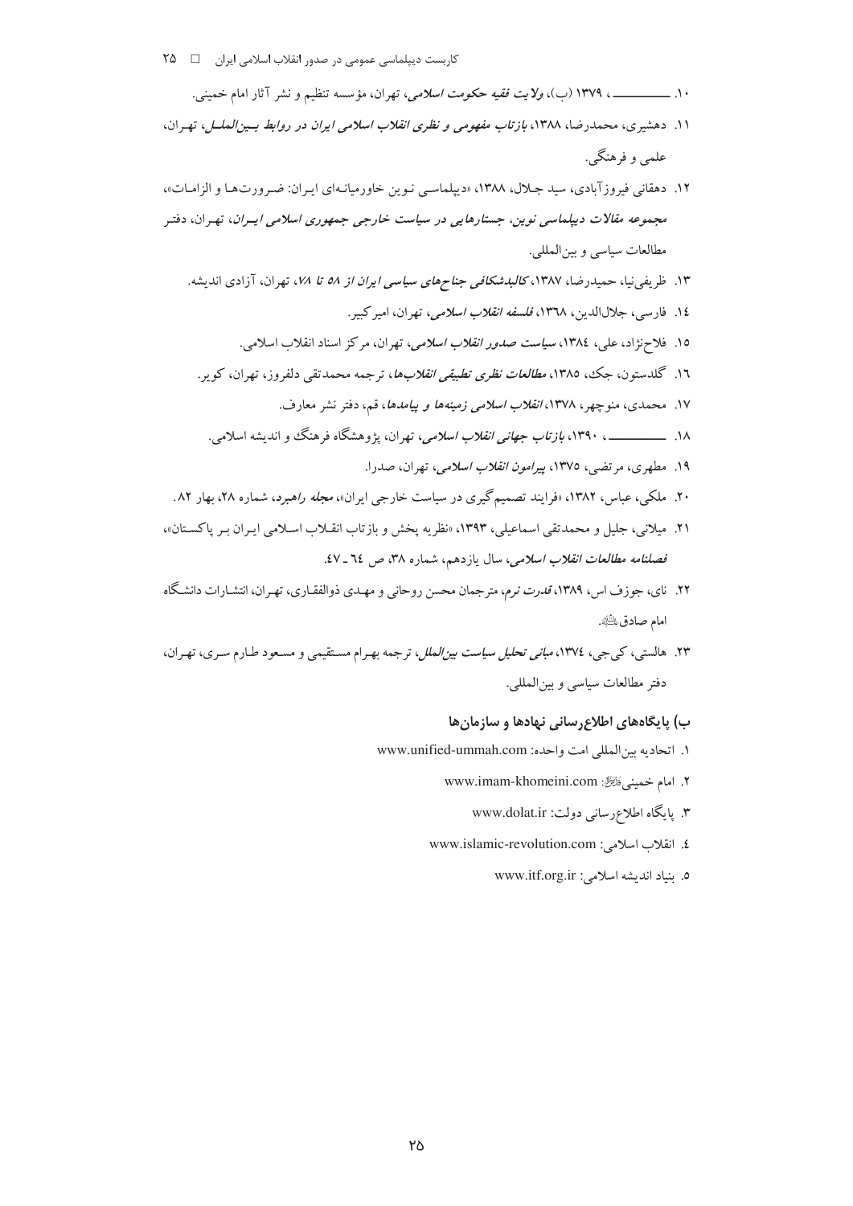۱۰. ــــــــــــــ ، ۱۳۷۹ (ب)، *ولایت فقیه حکومت اسلامی*، تهران، مؤسسه تنظیم و نشر آثار امام خمینی.

۱۱. دهشیری، محمدرضا، ۱۳۸۸، *بازتاب مفهومی و نظری انقلاب اسلامی ایران در روابط بین‌الملل*، تهران، علمی و فرهنگی.

۱۲. دهقانی فیروزآبادی، سید جلال، ۱۳۸۸، «دیپلماسی نوین خاورمیانه‌ای ایران: ضرورت‌ها و الزامات»، *مجموعه مقالات دیپلماسی نوین، جستارهایی در سیاست خارجی جمهوری اسلامی ایران*، تهران، دفتر مطالعات سیاسی و بین‌المللی.

۱۳. ظریفی‌نیا، حمیدرضا، ۱۳۸۷، *کالبدشکافی جناح‌های سیاسی ایران از ۵۸ تا ۷۸*، تهران، آزادی اندیشه.

۱٤. فارسی، جلال‌الدین، ۱۳٦۸، *فلسفه انقلاب اسلامی*، تهران، امیرکبیر.

۱۵. فلاح‌نژاد، علی، ۱۳۸٤، *سیاست صدور انقلاب اسلامی*، تهران، مرکز اسناد انقلاب اسلامی.

۱٦. گلدستون، جک، ۱۳۸۵، *مطالعات نظری تطبیقی انقلاب‌ها*، ترجمه محمدتقی دلفروز، تهران، کویر.

۱۷. محمدی، منوچهر، ۱۳۷۸، *انقلاب اسلامی زمینه‌ها و پیامدها*، قم، دفتر نشر معارف.

۱۸. ــــــــــــــ ، ۱۳۹۰، *بازتاب جهانی انقلاب اسلامی*، تهران، پژوهشگاه فرهنگ و اندیشه اسلامی.

۱۹. مطهری، مرتضی، ۱۳۷۵، *پیرامون انقلاب اسلامی*، تهران، صدرا.

۲۰. ملکی، عباس، ۱۳۸۲، «فرایند تصمیم‌گیری در سیاست خارجی ایران»، *مجله راهبرد*، شماره ۲۸، بهار ۸۲.

۲۱. میلانی، جلیل و محمدتقی اسماعیلی، ۱۳۹۳، «نظریه پخش و بازتاب انقلاب اسلامی ایران بر پاکستان»، *فصلنامه مطالعات انقلاب اسلامی*، سال یازدهم، شماره ۳۸، ص ٦٤ ـ ٤۷.

۲۲. نای، جوزف اس، ۱۳۸۹، *قدرت نرم*، مترجمان محسن روحانی و مهدی ذوالفقاری، تهران، انتشارات دانشگاه امام صادق علیه‌السلام.

۲۳. هالستی، کی‌جی، ۱۳۷٤، *مبانی تحلیل سیاست بین‌الملل*، ترجمه بهرام مستقیمی و مسعود طارم سری، تهران، دفتر مطالعات سیاسی و بین‌المللی.

### ب) پایگاه‌های اطلاع‌رسانی نهادها و سازمان‌ها

۱. اتحادیه بین‌المللی امت واحده: www.unified-ummah.com

۲. امام خمینی قدس‌سره: www.imam-khomeini.com

۳. پایگاه اطلاع‌رسانی دولت: www.dolat.ir

٤. انقلاب اسلامی: www.islamic-revolution.com

۵. بنیاد اندیشه اسلامی: www.itf.org.ir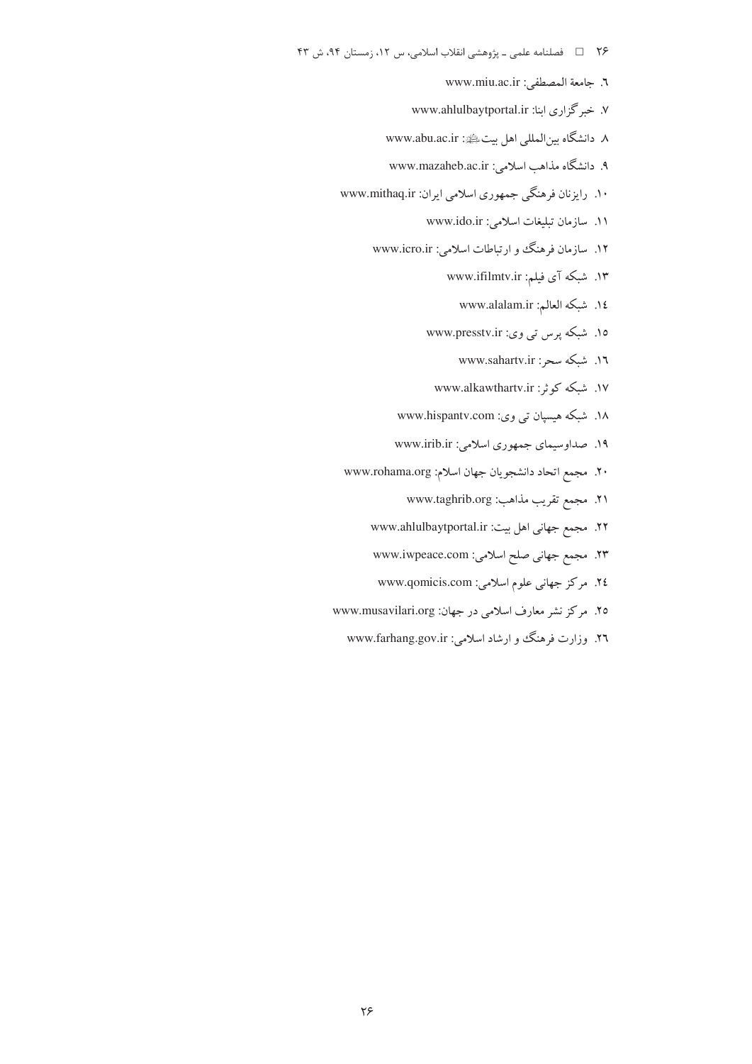٦. جامعة المصطفی: www.miu.ac.ir

۷. خبرگزاری ابنا: www.ahlulbaytportal.ir

۸. دانشگاه بین‌المللی اهل بیت علیهم‌السلام: www.abu.ac.ir

۹. دانشگاه مذاهب اسلامی: www.mazaheb.ac.ir

۱۰. رایزنان فرهنگی جمهوری اسلامی ایران: www.mithaq.ir

۱۱. سازمان تبلیغات اسلامی: www.ido.ir

۱۲. سازمان فرهنگ و ارتباطات اسلامی: www.icro.ir

۱۳. شبکه آی فیلم: www.ifilmtv.ir

١٤. شبکه العالم: www.alalam.ir

۱۵. شبکه پرس تی وی: www.presstv.ir

١٦. شبکه سحر: www.sahartv.ir

۱۷. شبکه کوثر: www.alkawthartv.ir

۱۸. شبکه هیسپان تی وی: www.hispantv.com

۱۹. صداوسیمای جمهوری اسلامی: www.irib.ir

۲۰. مجمع اتحاد دانشجویان جهان اسلام: www.rohama.org

۲۱. مجمع تقریب مذاهب: www.taghrib.org

۲۲. مجمع جهانی اهل بیت: www.ahlulbaytportal.ir

۲۳. مجمع جهانی صلح اسلامی: www.iwpeace.com

٢٤. مرکز جهانی علوم اسلامی: www.qomicis.com

۲۵. مرکز نشر معارف اسلامی در جهان: www.musavilari.org

٢٦. وزارت فرهنگ و ارشاد اسلامی: www.farhang.gov.ir